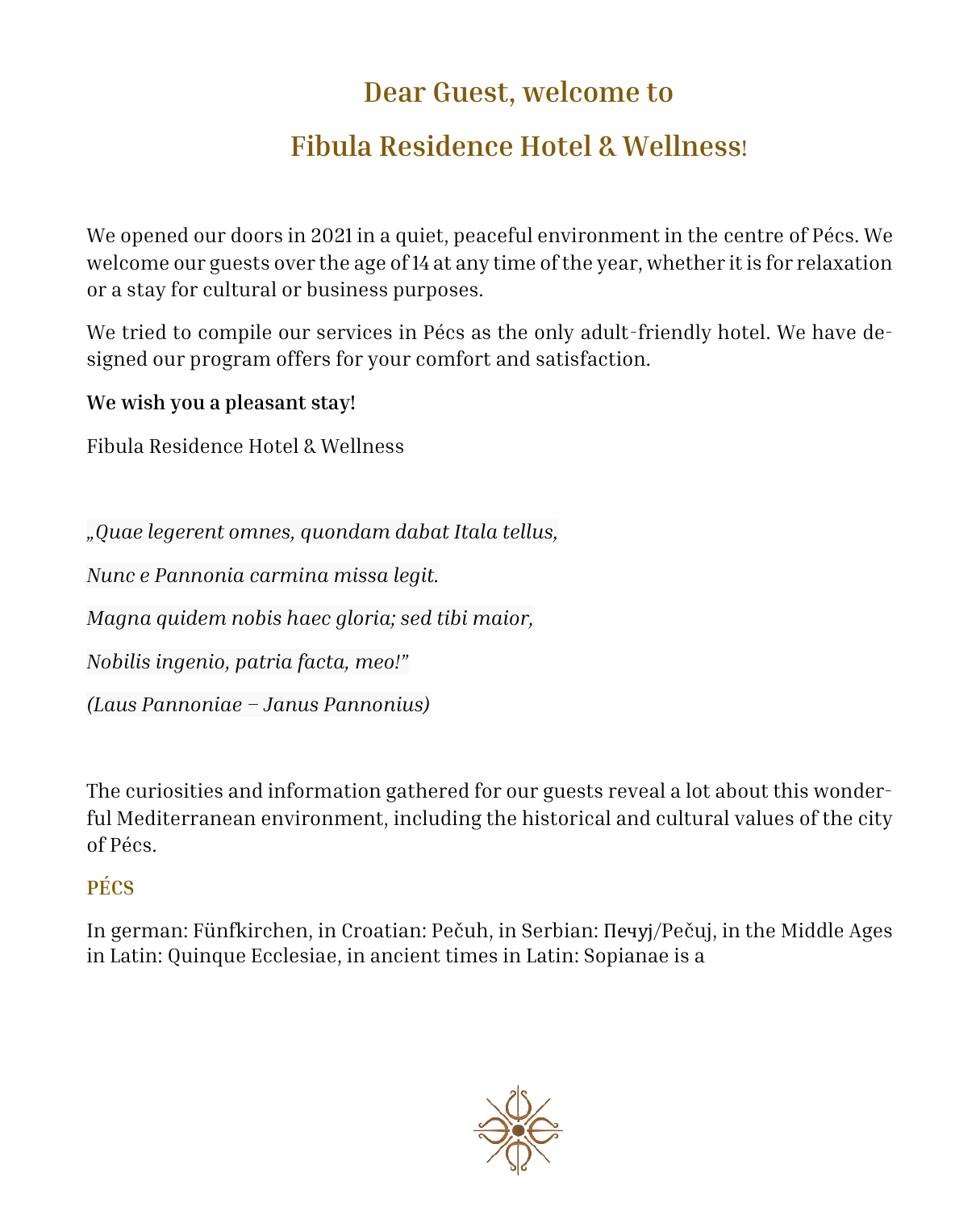# Dear Guest, welcome to

# Fibula Residence Hotel & Wellness!

We opened our doors in 2021 in a quiet, peaceful environment in the centre of Pécs. We welcome our guests over the age of 14 at any time of the year, whether it is for relaxation or a stay for cultural or business purposes.

We tried to compile our services in Pécs as the only adult-friendly hotel. We have designed our program offers for your comfort and satisfaction.

**We wish you a pleasant stay!**

Fibula Residence Hotel & Wellness

*„Quae legerent omnes, quondam dabat Itala tellus,*

*Nunc e Pannonia carmina missa legit.*

*Magna quidem nobis haec gloria; sed tibi maior,*

*Nobilis ingenio, patria facta, meo!"*

*(Laus Pannoniae – Janus Pannonius)*

The curiosities and information gathered for our guests reveal a lot about this wonderful Mediterranean environment, including the historical and cultural values of the city of Pécs.

## PÉCS

In german: Fünfkirchen, in Croatian: Pečuh, in Serbian: Печуј/Pečuj, in the Middle Ages in Latin: Quinque Ecclesiae, in ancient times in Latin: Sopianae is a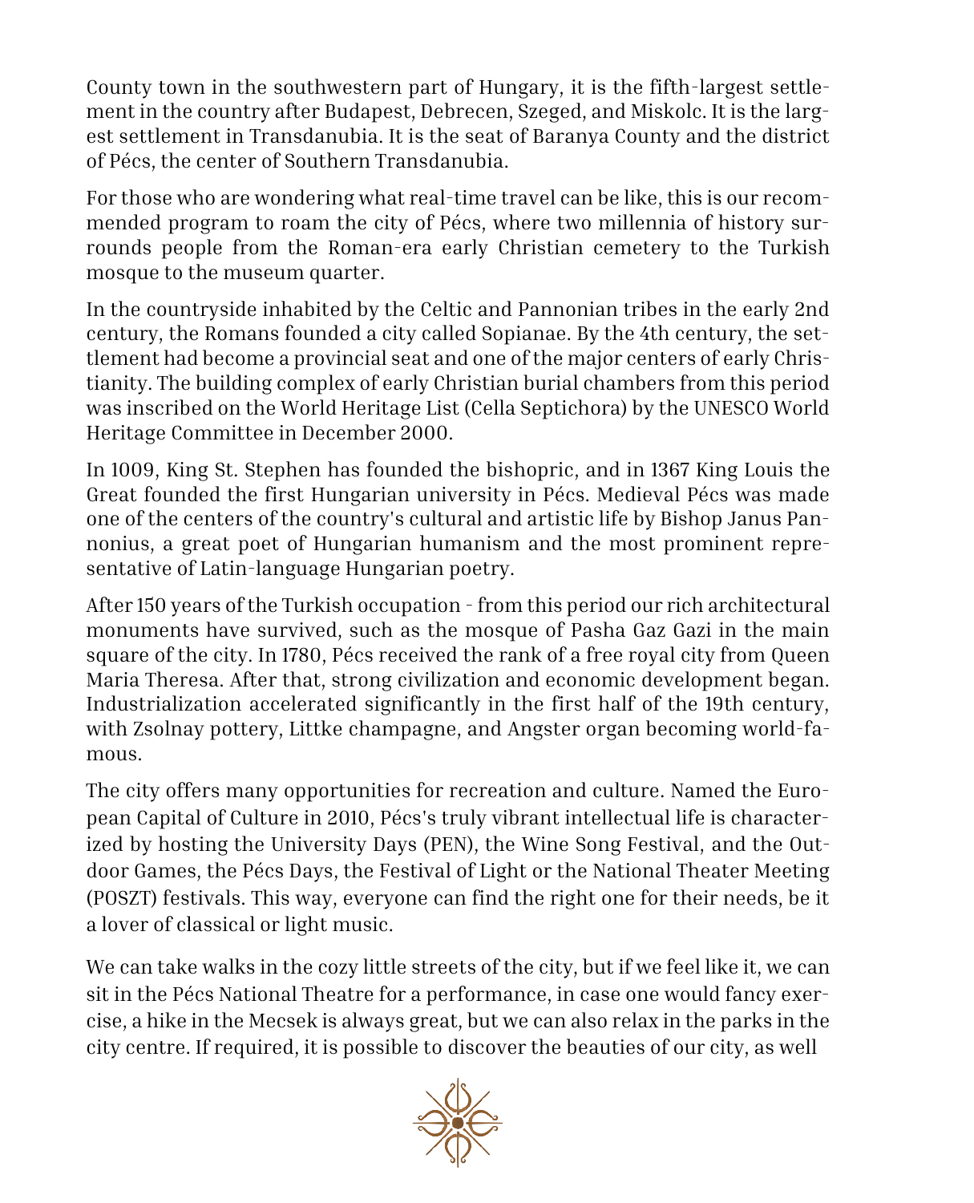County town in the southwestern part of Hungary, it is the fifth-largest settlement in the country after Budapest, Debrecen, Szeged, and Miskolc. It is the largest settlement in Transdanubia. It is the seat of Baranya County and the district of Pécs, the center of Southern Transdanubia.

For those who are wondering what real-time travel can be like, this is our recommended program to roam the city of Pécs, where two millennia of history surrounds people from the Roman-era early Christian cemetery to the Turkish mosque to the museum quarter.

In the countryside inhabited by the Celtic and Pannonian tribes in the early 2nd century, the Romans founded a city called Sopianae. By the 4th century, the settlement had become a provincial seat and one of the major centers of early Christianity. The building complex of early Christian burial chambers from this period was inscribed on the World Heritage List (Cella Septichora) by the UNESCO World Heritage Committee in December 2000.

In 1009, King St. Stephen has founded the bishopric, and in 1367 King Louis the Great founded the first Hungarian university in Pécs. Medieval Pécs was made one of the centers of the country's cultural and artistic life by Bishop Janus Pannonius, a great poet of Hungarian humanism and the most prominent representative of Latin-language Hungarian poetry.

After 150 years of the Turkish occupation - from this period our rich architectural monuments have survived, such as the mosque of Pasha Gaz Gazi in the main square of the city. In 1780, Pécs received the rank of a free royal city from Queen Maria Theresa. After that, strong civilization and economic development began. Industrialization accelerated significantly in the first half of the 19th century, with Zsolnay pottery, Littke champagne, and Angster organ becoming world-famous.

The city offers many opportunities for recreation and culture. Named the European Capital of Culture in 2010, Pécs's truly vibrant intellectual life is characterized by hosting the University Days (PEN), the Wine Song Festival, and the Outdoor Games, the Pécs Days, the Festival of Light or the National Theater Meeting (POSZT) festivals. This way, everyone can find the right one for their needs, be it a lover of classical or light music.

We can take walks in the cozy little streets of the city, but if we feel like it, we can sit in the Pécs National Theatre for a performance, in case one would fancy exercise, a hike in the Mecsek is always great, but we can also relax in the parks in the city centre. If required, it is possible to discover the beauties of our city, as well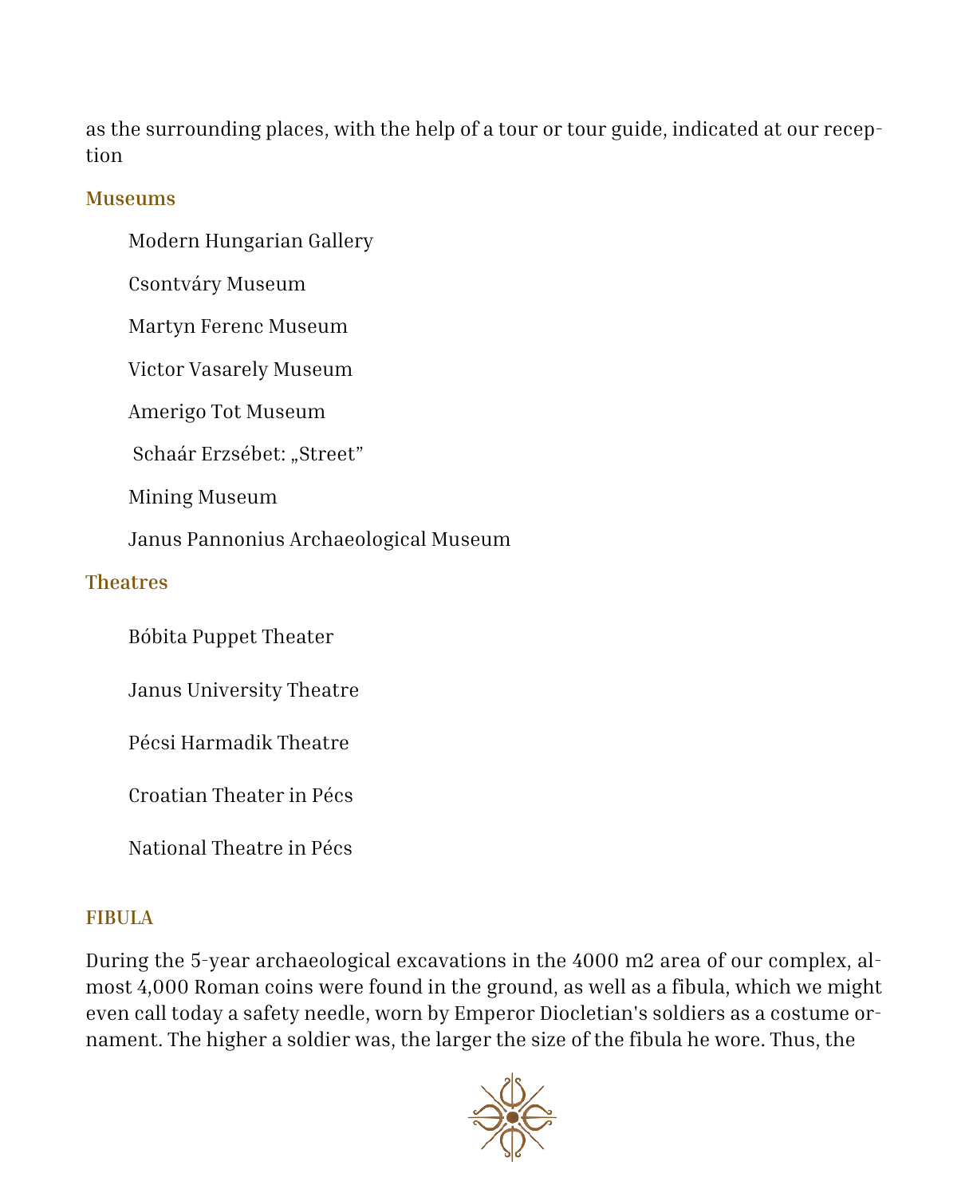as the surrounding places, with the help of a tour or tour guide, indicated at our reception

### Museums

Modern Hungarian Gallery

Csontváry Museum

Martyn Ferenc Museum

Victor Vasarely Museum

Amerigo Tot Museum

Schaár Erzsébet: „Street"

Mining Museum

Janus Pannonius Archaeological Museum

### Theatres

Bóbita Puppet Theater

Janus University Theatre

Pécsi Harmadik Theatre

Croatian Theater in Pécs

National Theatre in Pécs

### FIBULA

During the 5-year archaeological excavations in the 4000 m2 area of our complex, almost 4,000 Roman coins were found in the ground, as well as a fibula, which we might even call today a safety needle, worn by Emperor Diocletian's soldiers as a costume ornament. The higher a soldier was, the larger the size of the fibula he wore. Thus, the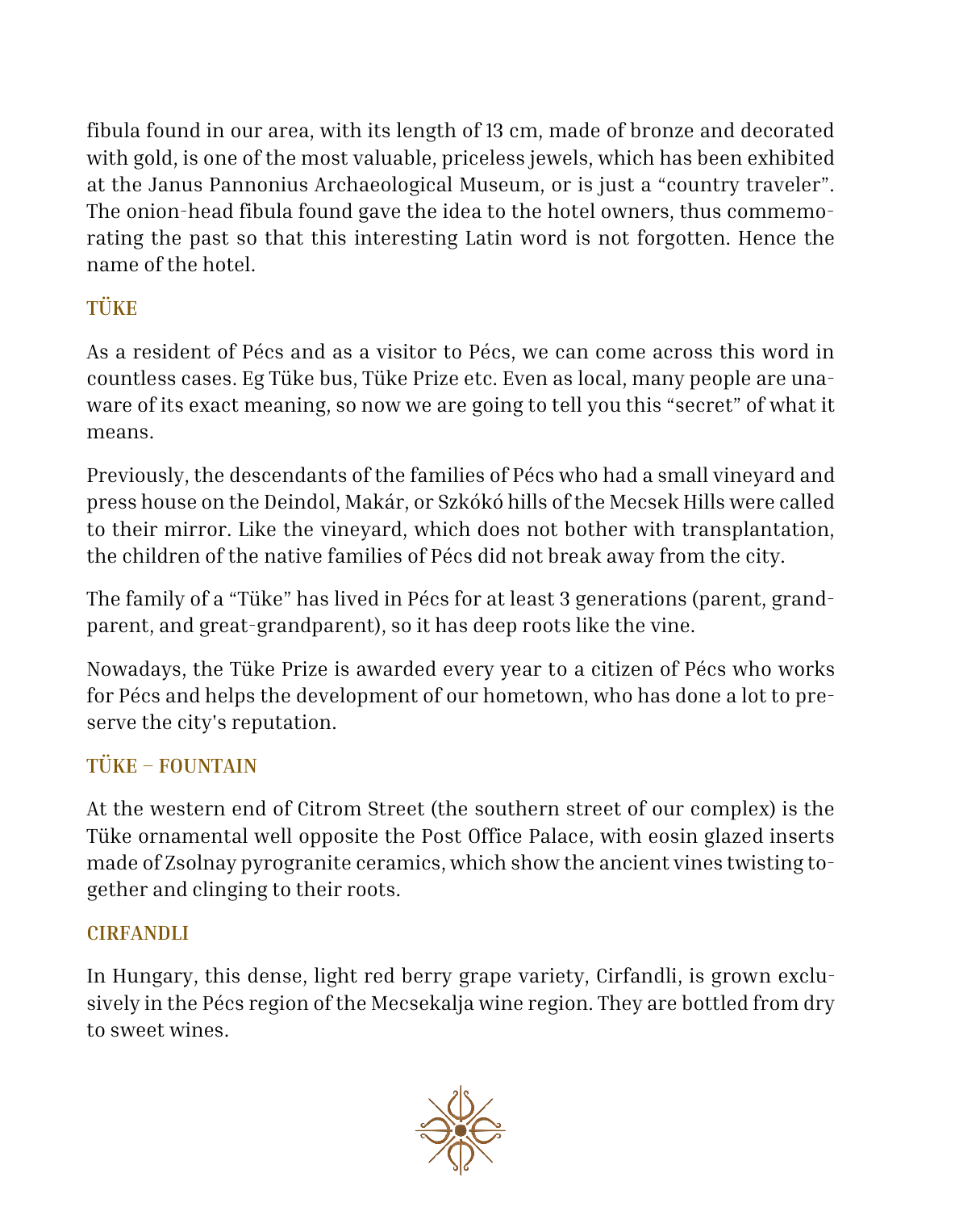fibula found in our area, with its length of 13 cm, made of bronze and decorated with gold, is one of the most valuable, priceless jewels, which has been exhibited at the Janus Pannonius Archaeological Museum, or is just a "country traveler". The onion-head fibula found gave the idea to the hotel owners, thus commemorating the past so that this interesting Latin word is not forgotten. Hence the name of the hotel.

## TÜKE

As a resident of Pécs and as a visitor to Pécs, we can come across this word in countless cases. Eg Tüke bus, Tüke Prize etc. Even as local, many people are unaware of its exact meaning, so now we are going to tell you this "secret" of what it means.

Previously, the descendants of the families of Pécs who had a small vineyard and press house on the Deindol, Makár, or Szkókó hills of the Mecsek Hills were called to their mirror. Like the vineyard, which does not bother with transplantation, the children of the native families of Pécs did not break away from the city.

The family of a "Tüke" has lived in Pécs for at least 3 generations (parent, grandparent, and great-grandparent), so it has deep roots like the vine.

Nowadays, the Tüke Prize is awarded every year to a citizen of Pécs who works for Pécs and helps the development of our hometown, who has done a lot to preserve the city's reputation.

## TÜKE – FOUNTAIN

At the western end of Citrom Street (the southern street of our complex) is the Tüke ornamental well opposite the Post Office Palace, with eosin glazed inserts made of Zsolnay pyrogranite ceramics, which show the ancient vines twisting together and clinging to their roots.

## CIRFANDLI

In Hungary, this dense, light red berry grape variety, Cirfandli, is grown exclusively in the Pécs region of the Mecsekalja wine region. They are bottled from dry to sweet wines.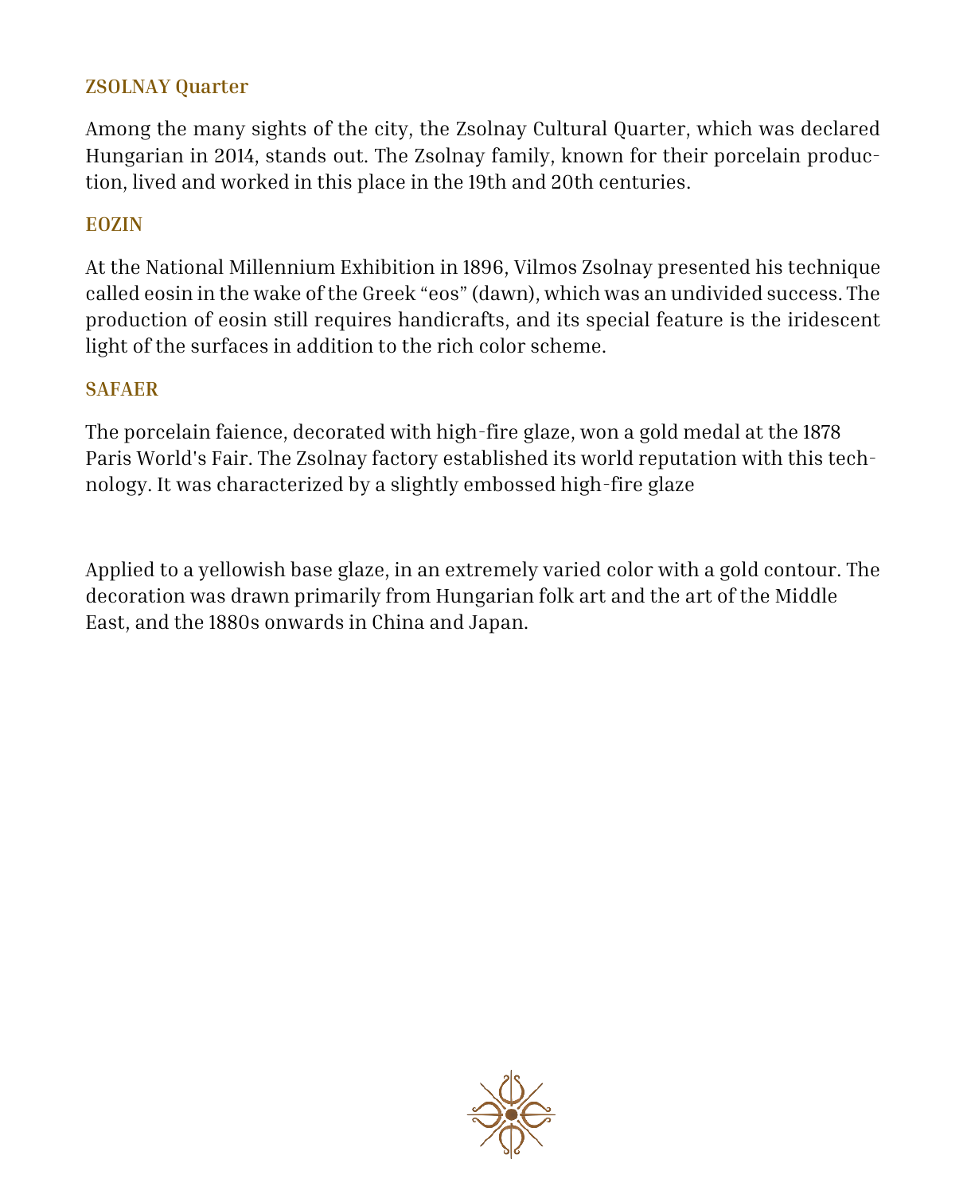### ZSOLNAY Quarter

Among the many sights of the city, the Zsolnay Cultural Quarter, which was declared Hungarian in 2014, stands out. The Zsolnay family, known for their porcelain production, lived and worked in this place in the 19th and 20th centuries.

### EOZIN

At the National Millennium Exhibition in 1896, Vilmos Zsolnay presented his technique called eosin in the wake of the Greek "eos" (dawn), which was an undivided success. The production of eosin still requires handicrafts, and its special feature is the iridescent light of the surfaces in addition to the rich color scheme.

### SAFAER

The porcelain faience, decorated with high-fire glaze, won a gold medal at the 1878 Paris World's Fair. The Zsolnay factory established its world reputation with this technology. It was characterized by a slightly embossed high-fire glaze

Applied to a yellowish base glaze, in an extremely varied color with a gold contour. The decoration was drawn primarily from Hungarian folk art and the art of the Middle East, and the 1880s onwards in China and Japan.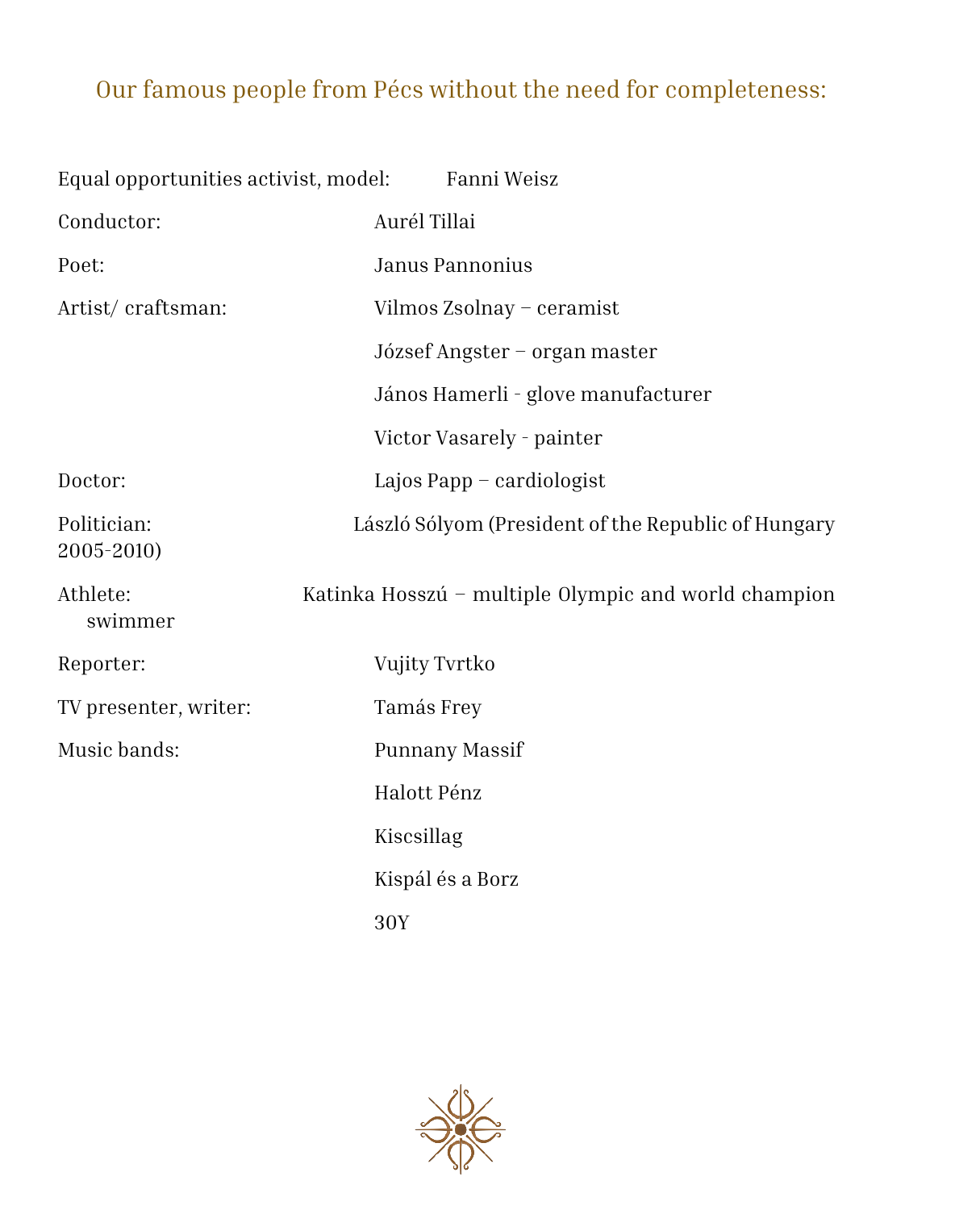## Our famous people from Pécs without the need for completeness:

| | |
|---|---|
| Equal opportunities activist, model: | Fanni Weisz |
| Conductor: | Aurél Tillai |
| Poet: | Janus Pannonius |
| Artist/ craftsman: | Vilmos Zsolnay – ceramist |
| | József Angster – organ master |
| | János Hamerli - glove manufacturer |
| | Victor Vasarely - painter |
| Doctor: | Lajos Papp – cardiologist |
| Politician: | László Sólyom (President of the Republic of Hungary 2005-2010) |
| Athlete: | Katinka Hosszú – multiple Olympic and world champion swimmer |
| Reporter: | Vujity Tvrtko |
| TV presenter, writer: | Tamás Frey |
| Music bands: | Punnany Massif |
| | Halott Pénz |
| | Kiscsillag |
| | Kispál és a Borz |
| | 30Y |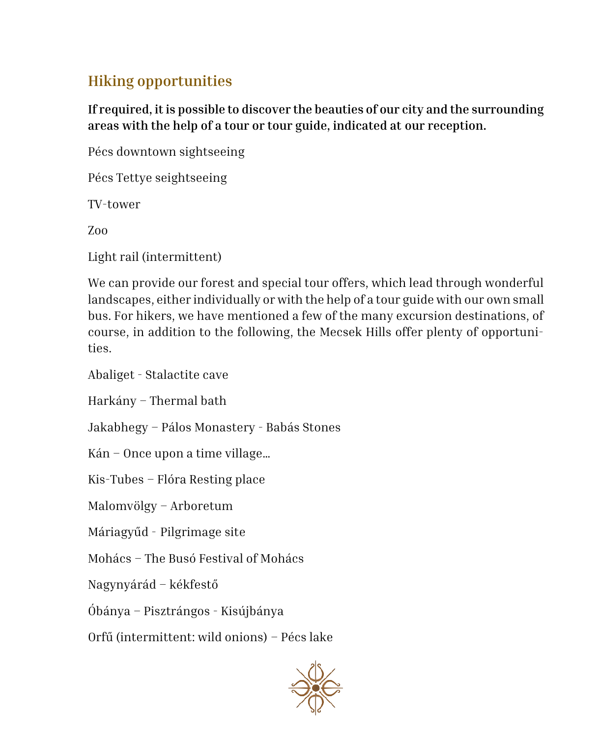## Hiking opportunities

**If required, it is possible to discover the beauties of our city and the surrounding areas with the help of a tour or tour guide, indicated at our reception.**

Pécs downtown sightseeing

Pécs Tettye seightseeing

TV-tower

Zoo

Light rail (intermittent)

We can provide our forest and special tour offers, which lead through wonderful landscapes, either individually or with the help of a tour guide with our own small bus. For hikers, we have mentioned a few of the many excursion destinations, of course, in addition to the following, the Mecsek Hills offer plenty of opportunities.

Abaliget - Stalactite cave

Harkány – Thermal bath

Jakabhegy – Pálos Monastery - Babás Stones

Kán – Once upon a time village...

Kis-Tubes – Flóra Resting place

Malomvölgy – Arboretum

Máriagyűd - Pilgrimage site

Mohács – The Busó Festival of Mohács

Nagynyárád – kékfestő

Óbánya – Pisztrángos - Kisújbánya

Orfű (intermittent: wild onions) – Pécs lake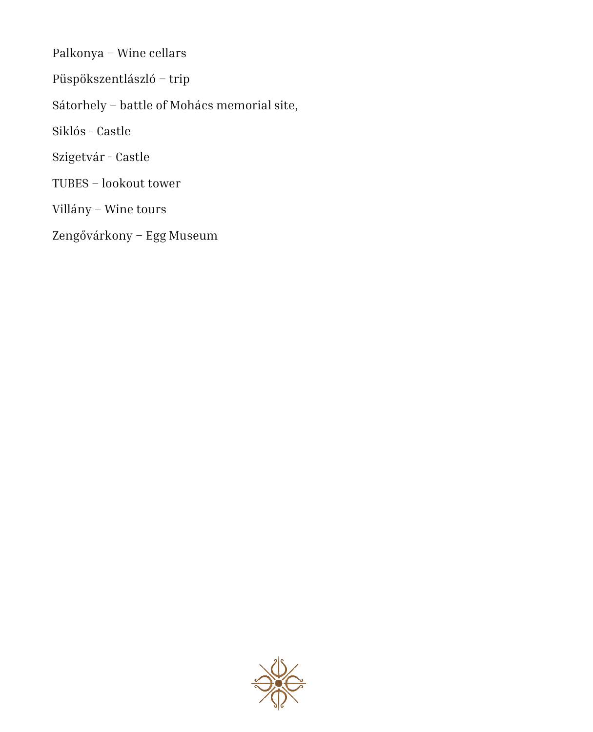Palkonya – Wine cellars

Püspökszentlászló – trip

Sátorhely – battle of Mohács memorial site,

Siklós - Castle

Szigetvár - Castle

TUBES – lookout tower

Villány – Wine tours

Zengővárkony – Egg Museum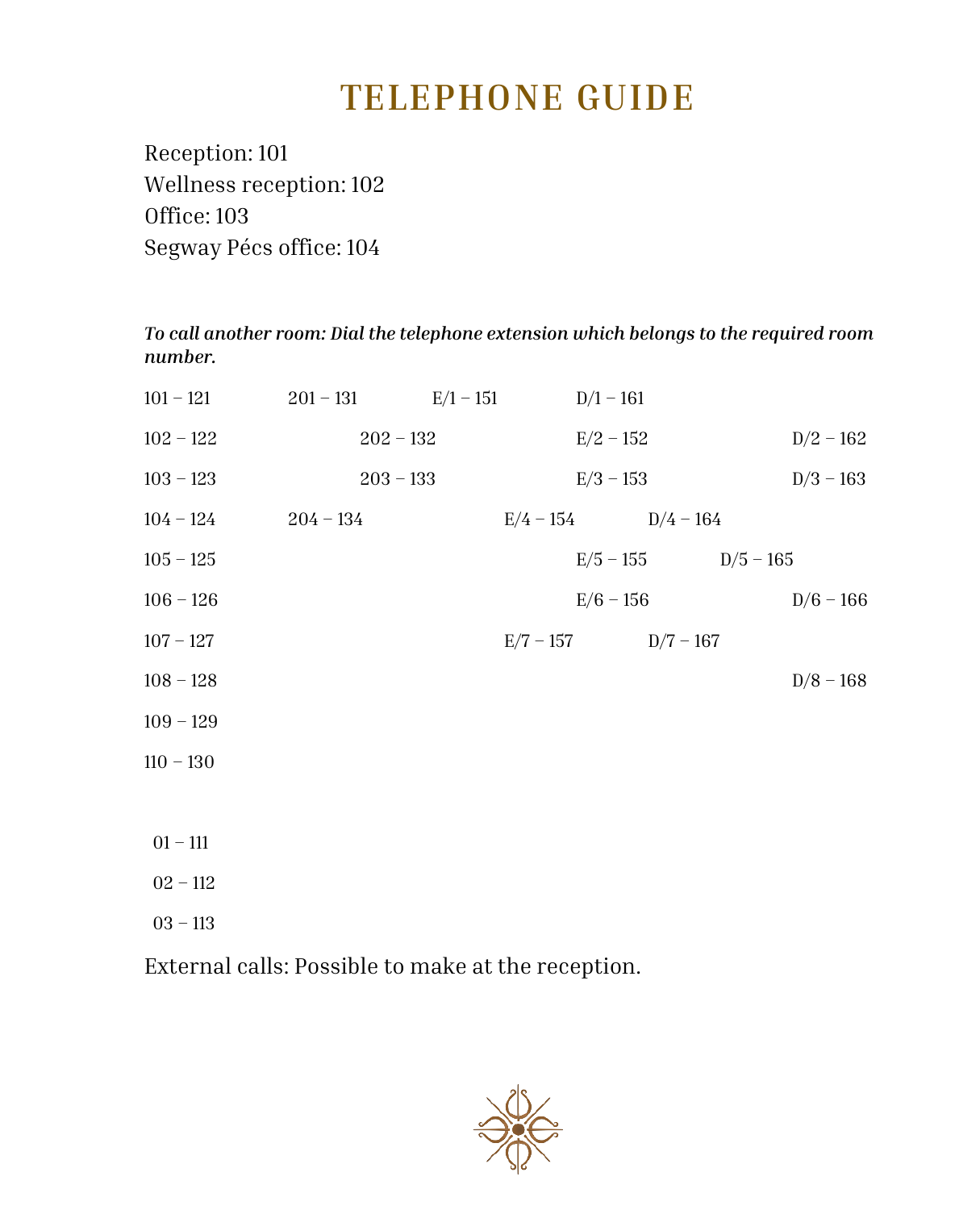# TELEPHONE GUIDE

Reception: 101
Wellness reception: 102
Office: 103
Segway Pécs office: 104

***To call another room: Dial the telephone extension which belongs to the required room number.***

101 – 121
102 – 122
103 – 123
104 – 124
105 – 125
106 – 126
107 – 127
108 – 128
109 – 129
110 – 130

201 – 131
202 – 132
203 – 133
204 – 134

E/1 – 151
E/2 – 152
E/3 – 153
E/4 – 154
E/5 – 155
E/6 – 156
E/7 – 157

D/1 – 161
D/2 – 162
D/3 – 163
D/4 – 164
D/5 – 165
D/6 – 166
D/7 – 167
D/8 – 168

01 – 111
02 – 112
03 – 113

External calls: Possible to make at the reception.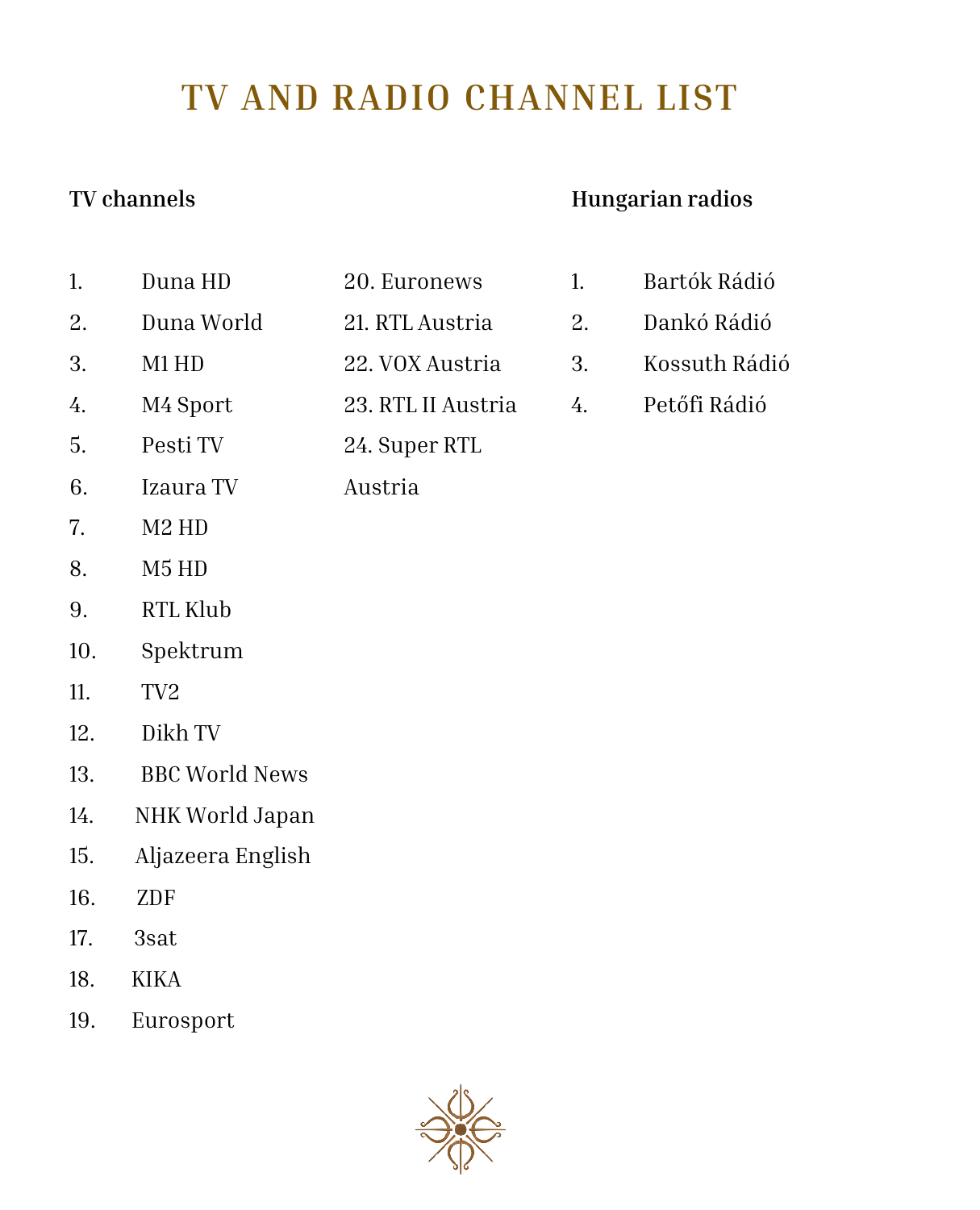# TV AND RADIO CHANNEL LIST

## TV channels

1. Duna HD
2. Duna World
3. M1 HD
4. M4 Sport
5. Pesti TV
6. Izaura TV
7. M2 HD
8. M5 HD
9. RTL Klub
10. Spektrum
11. TV2
12. Dikh TV
13. BBC World News
14. NHK World Japan
15. Aljazeera English
16. ZDF
17. 3sat
18. KIKA
19. Eurosport
20. Euronews
21. RTL Austria
22. VOX Austria
23. RTL II Austria
24. Super RTL Austria

## Hungarian radios

1. Bartók Rádió
2. Dankó Rádió
3. Kossuth Rádió
4. Petőfi Rádió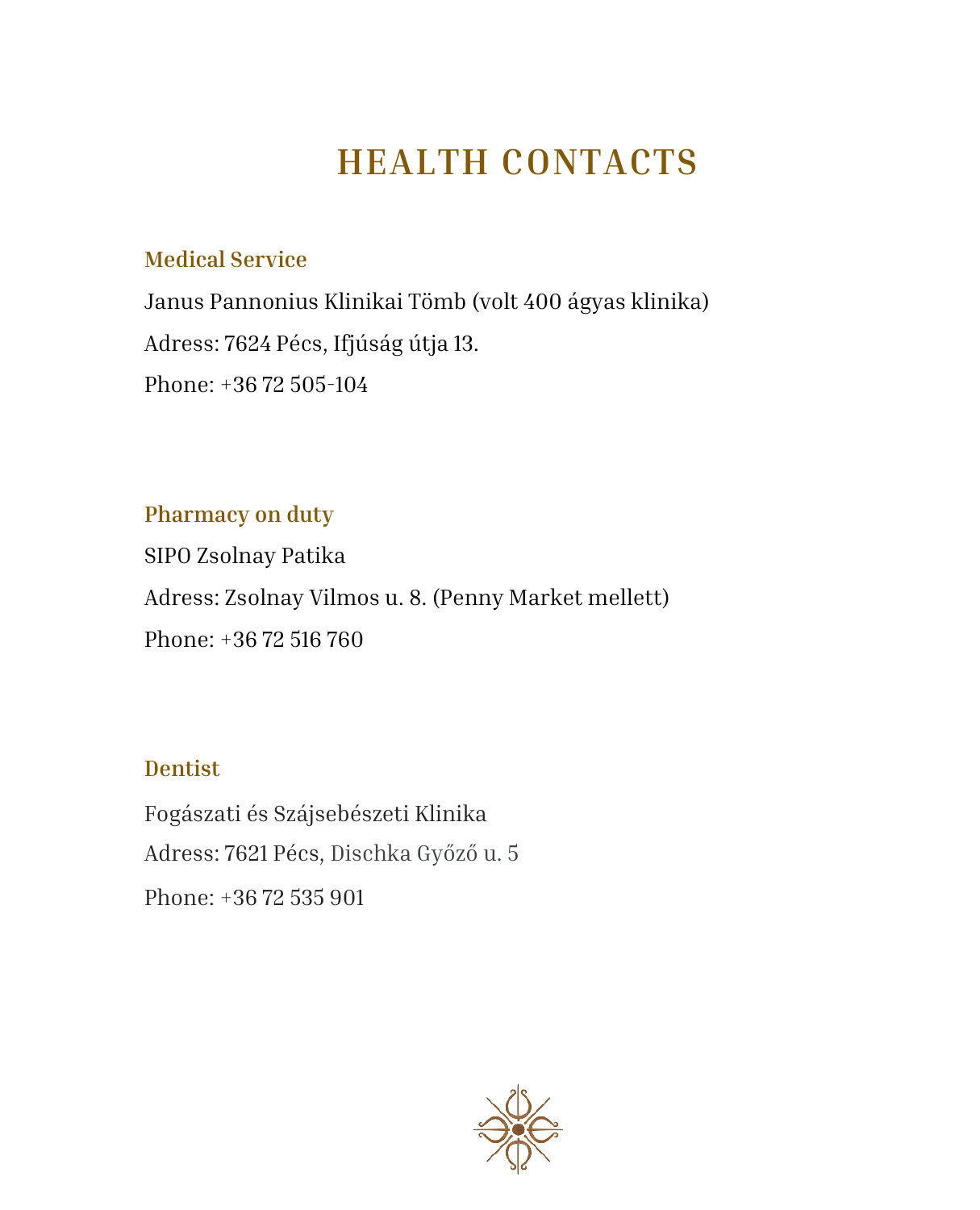# HEALTH CONTACTS

## Medical Service

Janus Pannonius Klinikai Tömb (volt 400 ágyas klinika)

Adress: 7624 Pécs, Ifjúság útja 13.

Phone: +36 72 505-104

## Pharmacy on duty

SIPO Zsolnay Patika

Adress: Zsolnay Vilmos u. 8. (Penny Market mellett)

Phone: +36 72 516 760

## Dentist

Fogászati és Szájsebészeti Klinika

Adress: 7621 Pécs, Dischka Győző u. 5

Phone: +36 72 535 901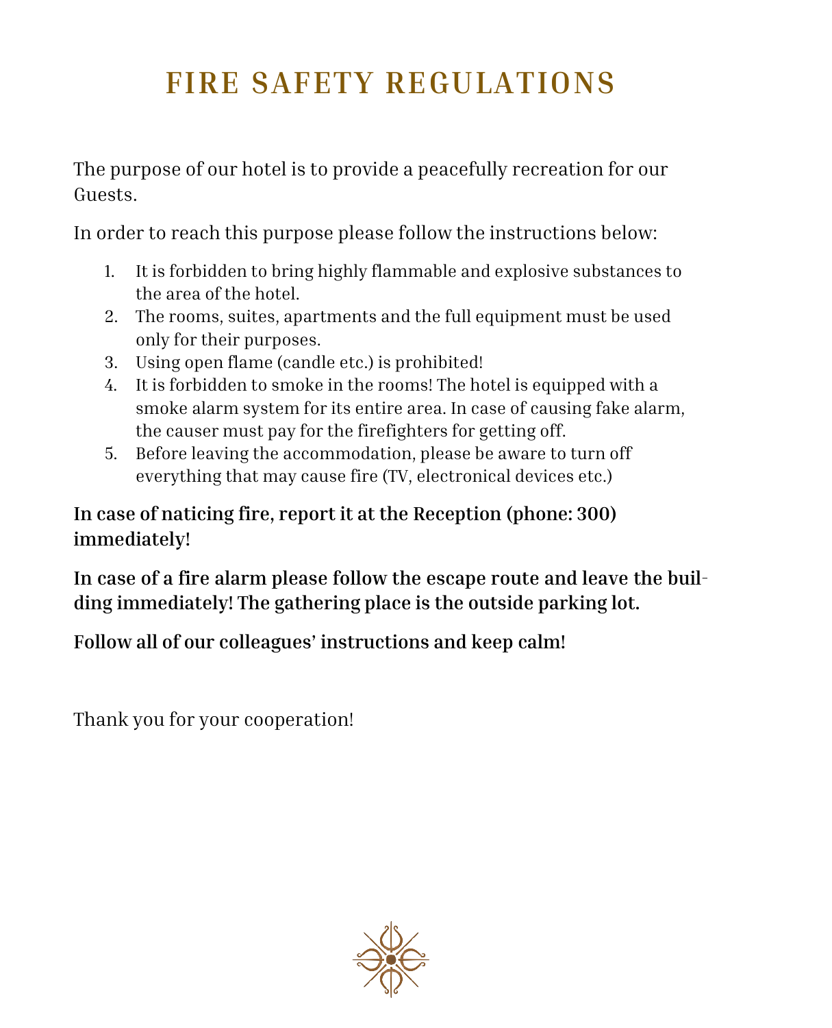# FIRE SAFETY REGULATIONS

The purpose of our hotel is to provide a peacefully recreation for our Guests.

In order to reach this purpose please follow the instructions below:

1. It is forbidden to bring highly flammable and explosive substances to the area of the hotel.
2. The rooms, suites, apartments and the full equipment must be used only for their purposes.
3. Using open flame (candle etc.) is prohibited!
4. It is forbidden to smoke in the rooms! The hotel is equipped with a smoke alarm system for its entire area. In case of causing fake alarm, the causer must pay for the firefighters for getting off.
5. Before leaving the accommodation, please be aware to turn off everything that may cause fire (TV, electronical devices etc.)

**In case of naticing fire, report it at the Reception (phone: 300) immediately!**

**In case of a fire alarm please follow the escape route and leave the building immediately! The gathering place is the outside parking lot.**

**Follow all of our colleagues' instructions and keep calm!**

Thank you for your cooperation!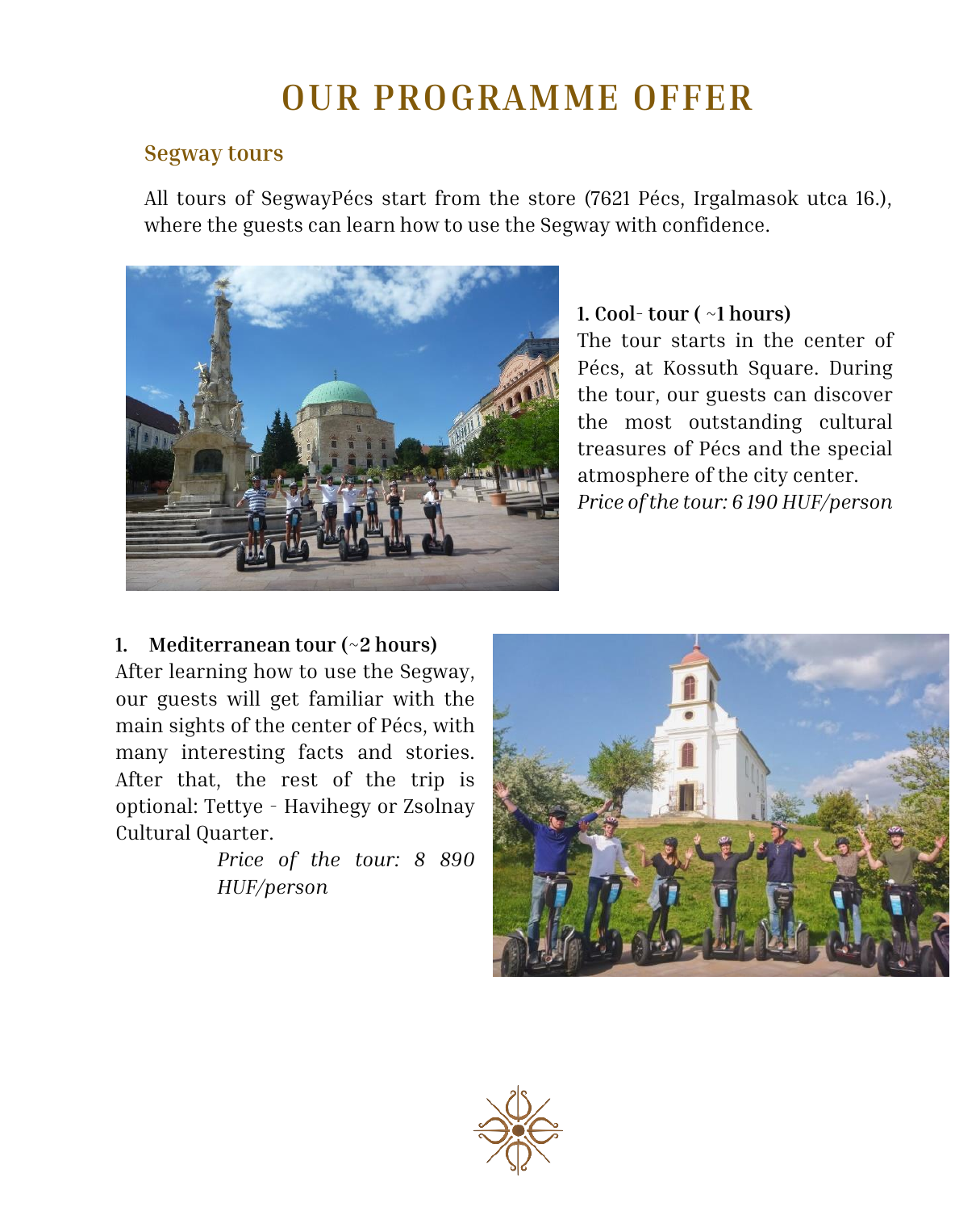# OUR PROGRAMME OFFER

## Segway tours

All tours of SegwayPécs start from the store (7621 Pécs, Irgalmasok utca 16.), where the guests can learn how to use the Segway with confidence.

**1. Cool- tour ( ~1 hours)**

The tour starts in the center of Pécs, at Kossuth Square. During the tour, our guests can discover the most outstanding cultural treasures of Pécs and the special atmosphere of the city center.

*Price of the tour: 6 190 HUF/person*

**1. Mediterranean tour (~2 hours)**

After learning how to use the Segway, our guests will get familiar with the main sights of the center of Pécs, with many interesting facts and stories. After that, the rest of the trip is optional: Tettye - Havihegy or Zsolnay Cultural Quarter.

*Price of the tour: 8 890 HUF/person*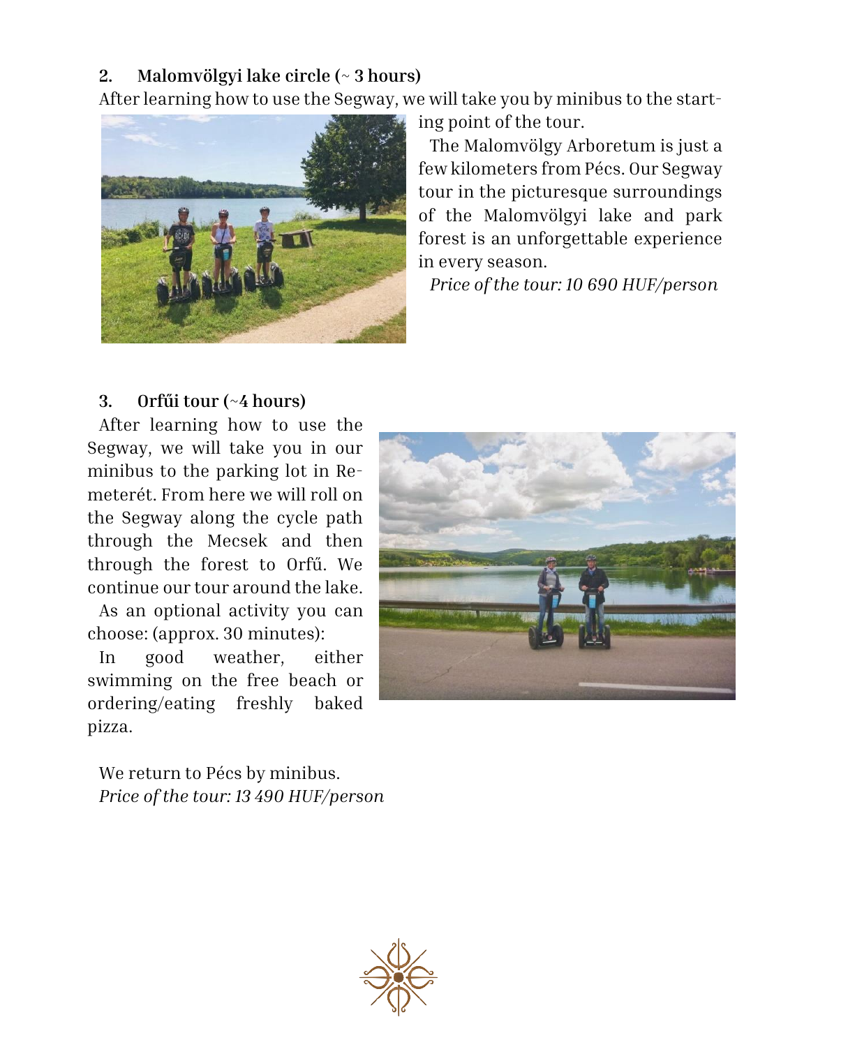## 2. Malomvölgyi lake circle (~ 3 hours)

After learning how to use the Segway, we will take you by minibus to the starting point of the tour.

The Malomvölgy Arboretum is just a few kilometers from Pécs. Our Segway tour in the picturesque surroundings of the Malomvölgyi lake and park forest is an unforgettable experience in every season.

*Price of the tour: 10 690 HUF/person*

## 3. Orfűi tour (~4 hours)

After learning how to use the Segway, we will take you in our minibus to the parking lot in Remeterét. From here we will roll on the Segway along the cycle path through the Mecsek and then through the forest to Orfű. We continue our tour around the lake.

As an optional activity you can choose: (approx. 30 minutes):

In good weather, either swimming on the free beach or ordering/eating freshly baked pizza.

We return to Pécs by minibus.

*Price of the tour: 13 490 HUF/person*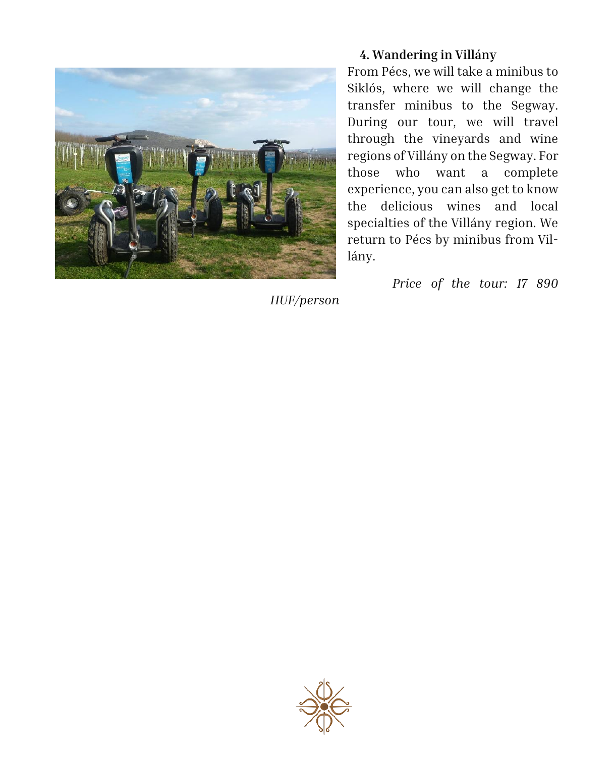### 4. Wandering in Villány

From Pécs, we will take a minibus to Siklós, where we will change the transfer minibus to the Segway. During our tour, we will travel through the vineyards and wine regions of Villány on the Segway. For those who want a complete experience, you can also get to know the delicious wines and local specialties of the Villány region. We return to Pécs by minibus from Villány.

*Price of the tour: 17 890 HUF/person*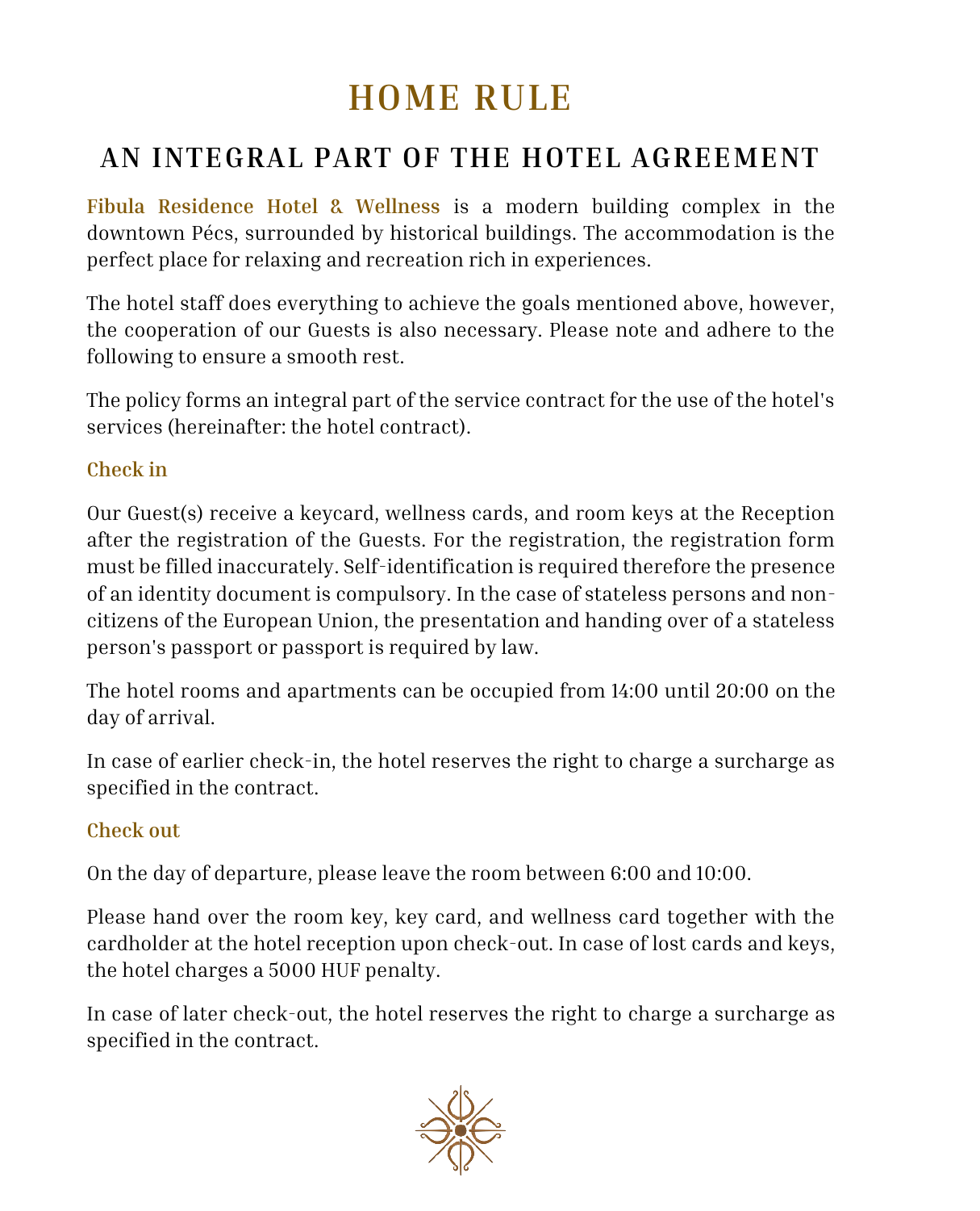# HOME RULE

## AN INTEGRAL PART OF THE HOTEL AGREEMENT

**Fibula Residence Hotel & Wellness** is a modern building complex in the downtown Pécs, surrounded by historical buildings. The accommodation is the perfect place for relaxing and recreation rich in experiences.

The hotel staff does everything to achieve the goals mentioned above, however, the cooperation of our Guests is also necessary. Please note and adhere to the following to ensure a smooth rest.

The policy forms an integral part of the service contract for the use of the hotel's services (hereinafter: the hotel contract).

### Check in

Our Guest(s) receive a keycard, wellness cards, and room keys at the Reception after the registration of the Guests. For the registration, the registration form must be filled inaccurately. Self-identification is required therefore the presence of an identity document is compulsory. In the case of stateless persons and non-citizens of the European Union, the presentation and handing over of a stateless person's passport or passport is required by law.

The hotel rooms and apartments can be occupied from 14:00 until 20:00 on the day of arrival.

In case of earlier check-in, the hotel reserves the right to charge a surcharge as specified in the contract.

### Check out

On the day of departure, please leave the room between 6:00 and 10:00.

Please hand over the room key, key card, and wellness card together with the cardholder at the hotel reception upon check-out. In case of lost cards and keys, the hotel charges a 5000 HUF penalty.

In case of later check-out, the hotel reserves the right to charge a surcharge as specified in the contract.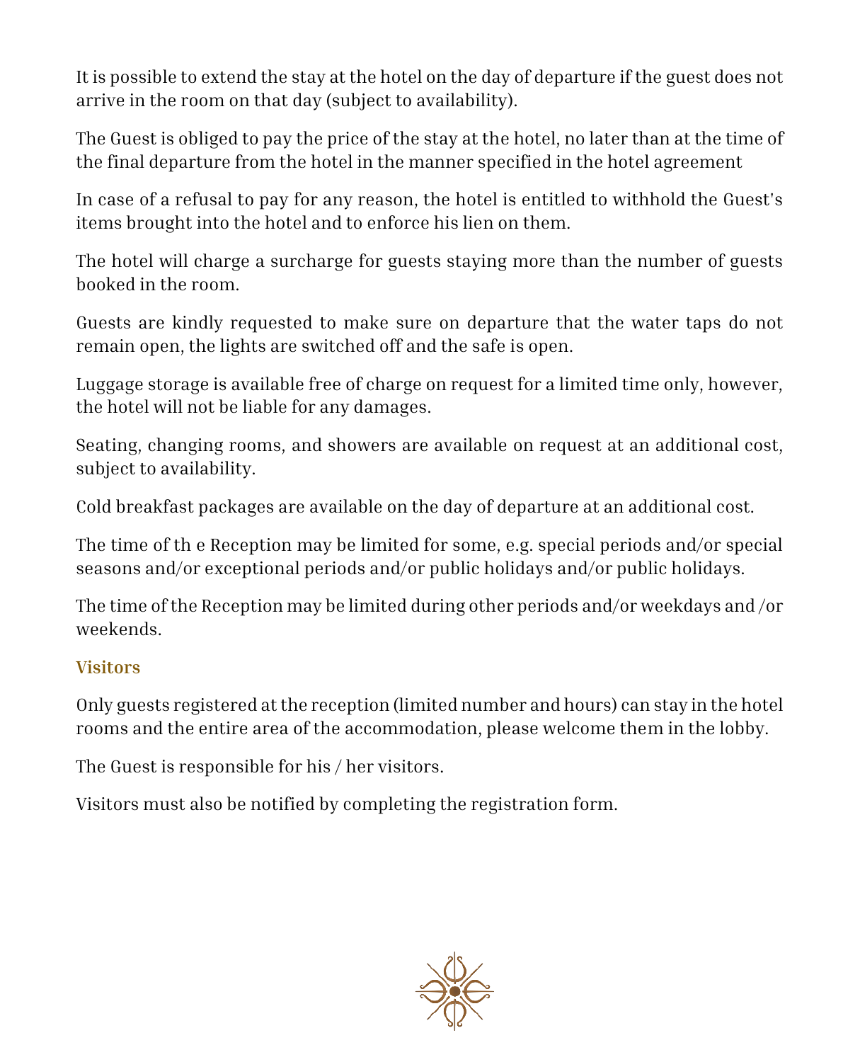It is possible to extend the stay at the hotel on the day of departure if the guest does not arrive in the room on that day (subject to availability).

The Guest is obliged to pay the price of the stay at the hotel, no later than at the time of the final departure from the hotel in the manner specified in the hotel agreement

In case of a refusal to pay for any reason, the hotel is entitled to withhold the Guest's items brought into the hotel and to enforce his lien on them.

The hotel will charge a surcharge for guests staying more than the number of guests booked in the room.

Guests are kindly requested to make sure on departure that the water taps do not remain open, the lights are switched off and the safe is open.

Luggage storage is available free of charge on request for a limited time only, however, the hotel will not be liable for any damages.

Seating, changing rooms, and showers are available on request at an additional cost, subject to availability.

Cold breakfast packages are available on the day of departure at an additional cost.

The time of th e Reception may be limited for some, e.g. special periods and/or special seasons and/or exceptional periods and/or public holidays and/or public holidays.

The time of the Reception may be limited during other periods and/or weekdays and /or weekends.

### Visitors

Only guests registered at the reception (limited number and hours) can stay in the hotel rooms and the entire area of the accommodation, please welcome them in the lobby.

The Guest is responsible for his / her visitors.

Visitors must also be notified by completing the registration form.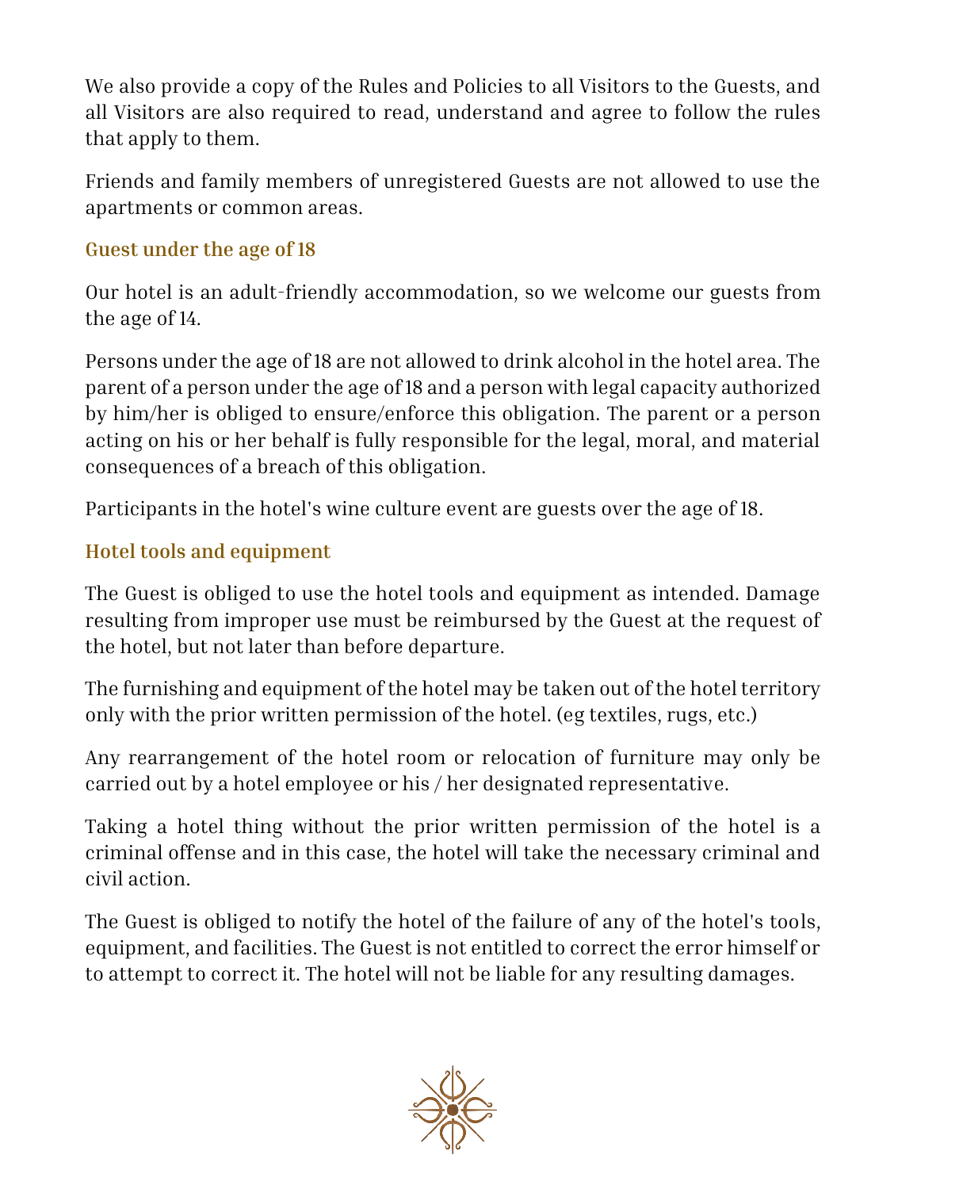We also provide a copy of the Rules and Policies to all Visitors to the Guests, and all Visitors are also required to read, understand and agree to follow the rules that apply to them.

Friends and family members of unregistered Guests are not allowed to use the apartments or common areas.

### Guest under the age of 18

Our hotel is an adult-friendly accommodation, so we welcome our guests from the age of 14.

Persons under the age of 18 are not allowed to drink alcohol in the hotel area. The parent of a person under the age of 18 and a person with legal capacity authorized by him/her is obliged to ensure/enforce this obligation. The parent or a person acting on his or her behalf is fully responsible for the legal, moral, and material consequences of a breach of this obligation.

Participants in the hotel's wine culture event are guests over the age of 18.

### Hotel tools and equipment

The Guest is obliged to use the hotel tools and equipment as intended. Damage resulting from improper use must be reimbursed by the Guest at the request of the hotel, but not later than before departure.

The furnishing and equipment of the hotel may be taken out of the hotel territory only with the prior written permission of the hotel. (eg textiles, rugs, etc.)

Any rearrangement of the hotel room or relocation of furniture may only be carried out by a hotel employee or his / her designated representative.

Taking a hotel thing without the prior written permission of the hotel is a criminal offense and in this case, the hotel will take the necessary criminal and civil action.

The Guest is obliged to notify the hotel of the failure of any of the hotel's tools, equipment, and facilities. The Guest is not entitled to correct the error himself or to attempt to correct it. The hotel will not be liable for any resulting damages.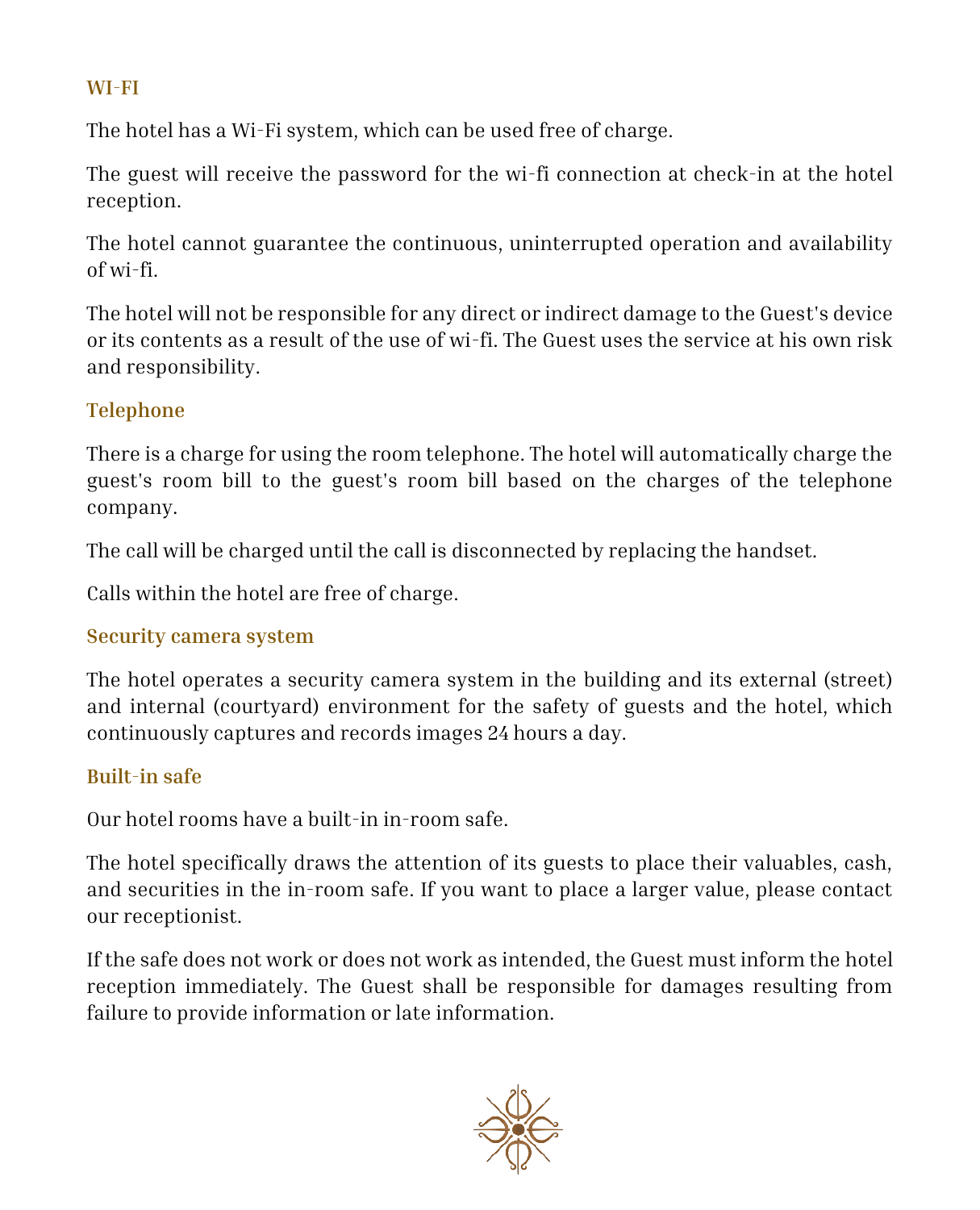## WI-FI

The hotel has a Wi-Fi system, which can be used free of charge.

The guest will receive the password for the wi-fi connection at check-in at the hotel reception.

The hotel cannot guarantee the continuous, uninterrupted operation and availability of wi-fi.

The hotel will not be responsible for any direct or indirect damage to the Guest's device or its contents as a result of the use of wi-fi. The Guest uses the service at his own risk and responsibility.

## Telephone

There is a charge for using the room telephone. The hotel will automatically charge the guest's room bill to the guest's room bill based on the charges of the telephone company.

The call will be charged until the call is disconnected by replacing the handset.

Calls within the hotel are free of charge.

## Security camera system

The hotel operates a security camera system in the building and its external (street) and internal (courtyard) environment for the safety of guests and the hotel, which continuously captures and records images 24 hours a day.

## Built-in safe

Our hotel rooms have a built-in in-room safe.

The hotel specifically draws the attention of its guests to place their valuables, cash, and securities in the in-room safe. If you want to place a larger value, please contact our receptionist.

If the safe does not work or does not work as intended, the Guest must inform the hotel reception immediately. The Guest shall be responsible for damages resulting from failure to provide information or late information.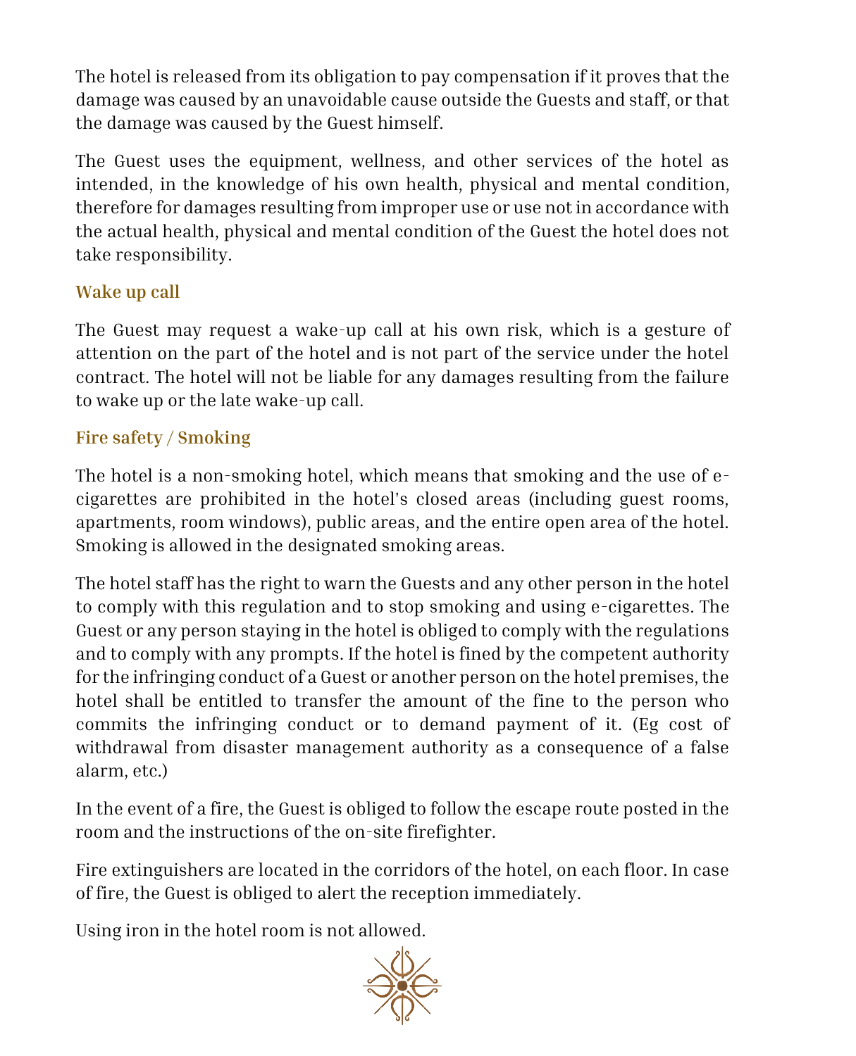The hotel is released from its obligation to pay compensation if it proves that the damage was caused by an unavoidable cause outside the Guests and staff, or that the damage was caused by the Guest himself.

The Guest uses the equipment, wellness, and other services of the hotel as intended, in the knowledge of his own health, physical and mental condition, therefore for damages resulting from improper use or use not in accordance with the actual health, physical and mental condition of the Guest the hotel does not take responsibility.

### Wake up call

The Guest may request a wake-up call at his own risk, which is a gesture of attention on the part of the hotel and is not part of the service under the hotel contract. The hotel will not be liable for any damages resulting from the failure to wake up or the late wake-up call.

### Fire safety / Smoking

The hotel is a non-smoking hotel, which means that smoking and the use of e-cigarettes are prohibited in the hotel's closed areas (including guest rooms, apartments, room windows), public areas, and the entire open area of the hotel. Smoking is allowed in the designated smoking areas.

The hotel staff has the right to warn the Guests and any other person in the hotel to comply with this regulation and to stop smoking and using e-cigarettes. The Guest or any person staying in the hotel is obliged to comply with the regulations and to comply with any prompts. If the hotel is fined by the competent authority for the infringing conduct of a Guest or another person on the hotel premises, the hotel shall be entitled to transfer the amount of the fine to the person who commits the infringing conduct or to demand payment of it. (Eg cost of withdrawal from disaster management authority as a consequence of a false alarm, etc.)

In the event of a fire, the Guest is obliged to follow the escape route posted in the room and the instructions of the on-site firefighter.

Fire extinguishers are located in the corridors of the hotel, on each floor. In case of fire, the Guest is obliged to alert the reception immediately.

Using iron in the hotel room is not allowed.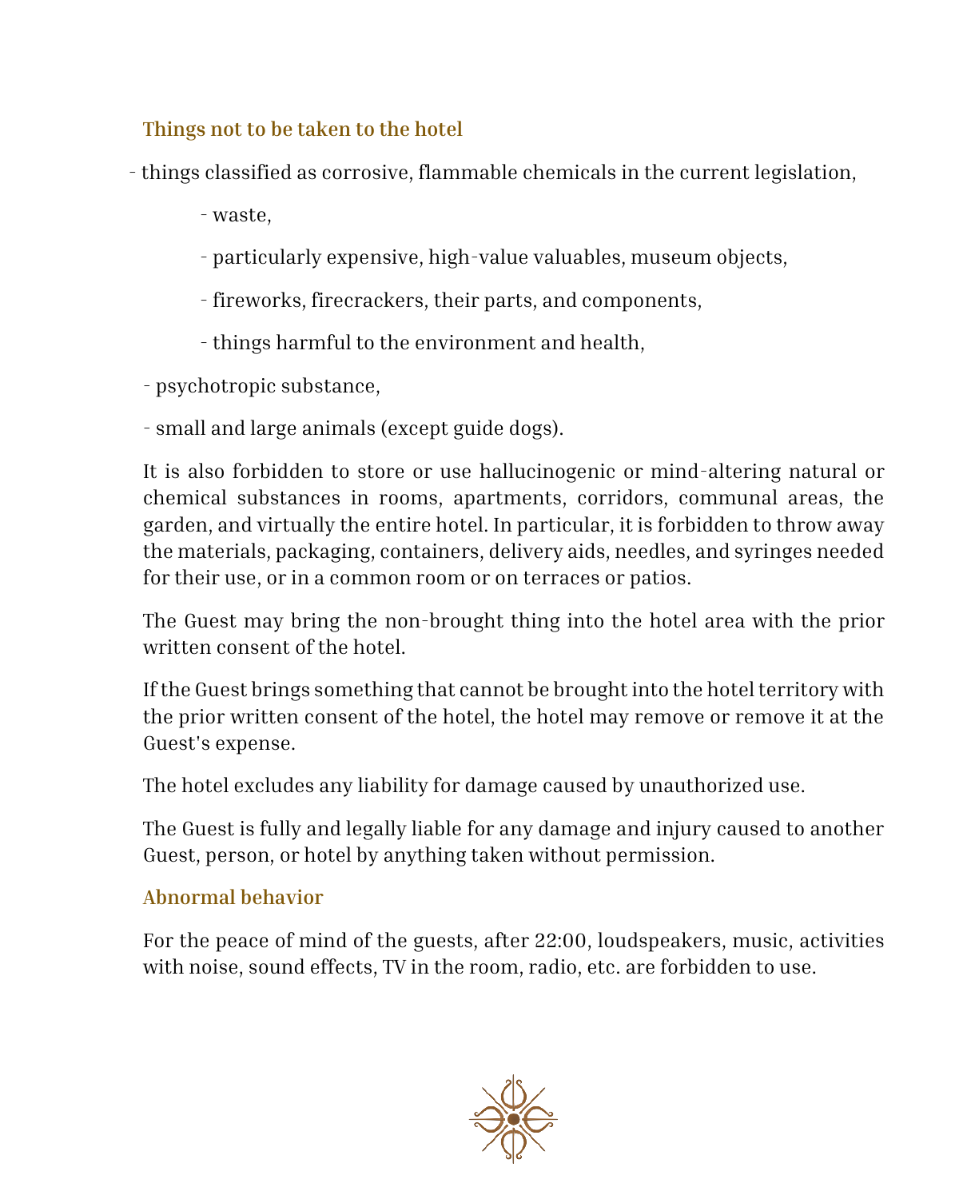### Things not to be taken to the hotel

- things classified as corrosive, flammable chemicals in the current legislation,
- waste,
- particularly expensive, high-value valuables, museum objects,
- fireworks, firecrackers, their parts, and components,
- things harmful to the environment and health,
- psychotropic substance,
- small and large animals (except guide dogs).

It is also forbidden to store or use hallucinogenic or mind-altering natural or chemical substances in rooms, apartments, corridors, communal areas, the garden, and virtually the entire hotel. In particular, it is forbidden to throw away the materials, packaging, containers, delivery aids, needles, and syringes needed for their use, or in a common room or on terraces or patios.

The Guest may bring the non-brought thing into the hotel area with the prior written consent of the hotel.

If the Guest brings something that cannot be brought into the hotel territory with the prior written consent of the hotel, the hotel may remove or remove it at the Guest's expense.

The hotel excludes any liability for damage caused by unauthorized use.

The Guest is fully and legally liable for any damage and injury caused to another Guest, person, or hotel by anything taken without permission.

### Abnormal behavior

For the peace of mind of the guests, after 22:00, loudspeakers, music, activities with noise, sound effects, TV in the room, radio, etc. are forbidden to use.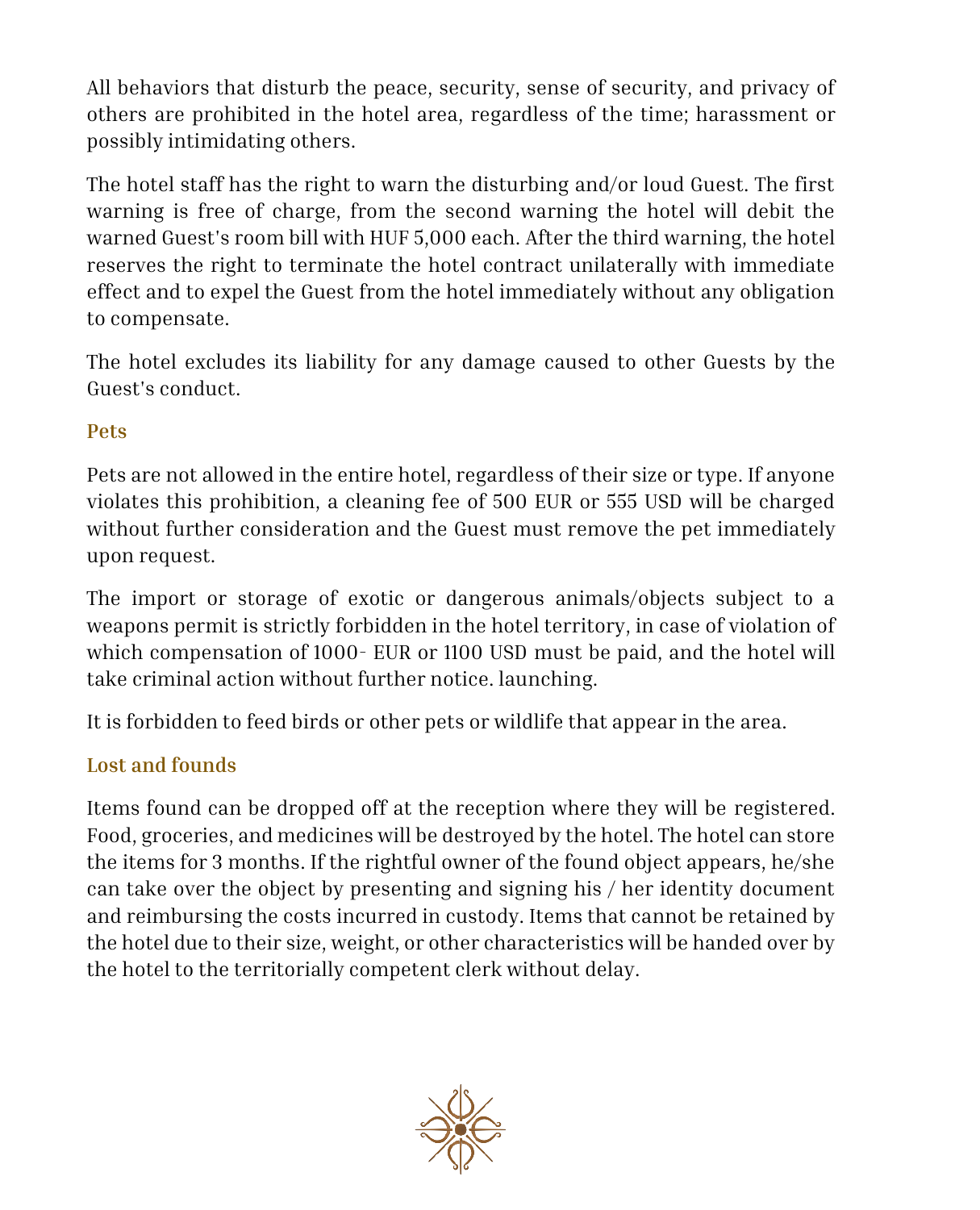All behaviors that disturb the peace, security, sense of security, and privacy of others are prohibited in the hotel area, regardless of the time; harassment or possibly intimidating others.

The hotel staff has the right to warn the disturbing and/or loud Guest. The first warning is free of charge, from the second warning the hotel will debit the warned Guest's room bill with HUF 5,000 each. After the third warning, the hotel reserves the right to terminate the hotel contract unilaterally with immediate effect and to expel the Guest from the hotel immediately without any obligation to compensate.

The hotel excludes its liability for any damage caused to other Guests by the Guest's conduct.

### Pets

Pets are not allowed in the entire hotel, regardless of their size or type. If anyone violates this prohibition, a cleaning fee of 500 EUR or 555 USD will be charged without further consideration and the Guest must remove the pet immediately upon request.

The import or storage of exotic or dangerous animals/objects subject to a weapons permit is strictly forbidden in the hotel territory, in case of violation of which compensation of 1000- EUR or 1100 USD must be paid, and the hotel will take criminal action without further notice. launching.

It is forbidden to feed birds or other pets or wildlife that appear in the area.

### Lost and founds

Items found can be dropped off at the reception where they will be registered. Food, groceries, and medicines will be destroyed by the hotel. The hotel can store the items for 3 months. If the rightful owner of the found object appears, he/she can take over the object by presenting and signing his / her identity document and reimbursing the costs incurred in custody. Items that cannot be retained by the hotel due to their size, weight, or other characteristics will be handed over by the hotel to the territorially competent clerk without delay.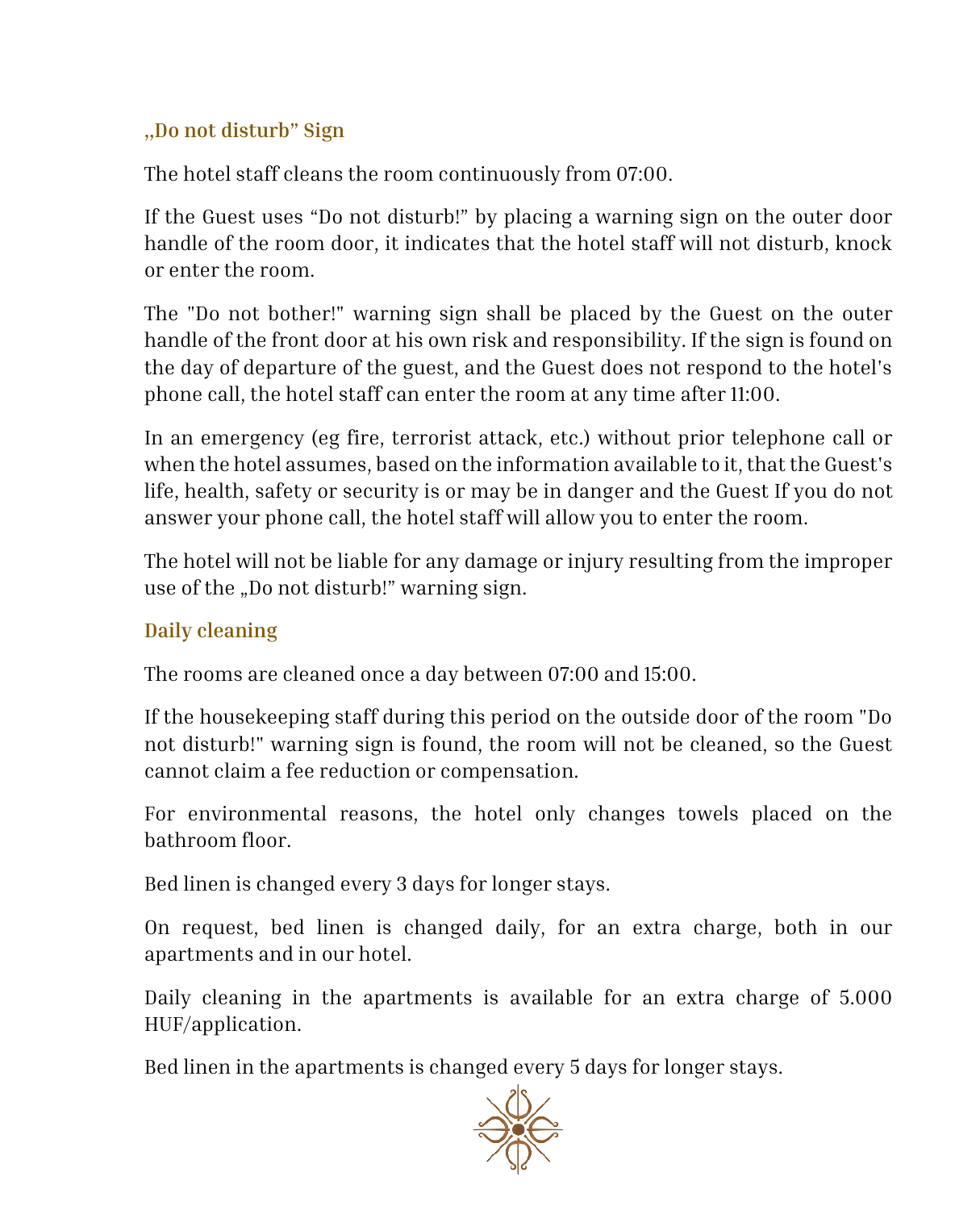## „Do not disturb" Sign

The hotel staff cleans the room continuously from 07:00.

If the Guest uses "Do not disturb!" by placing a warning sign on the outer door handle of the room door, it indicates that the hotel staff will not disturb, knock or enter the room.

The "Do not bother!" warning sign shall be placed by the Guest on the outer handle of the front door at his own risk and responsibility. If the sign is found on the day of departure of the guest, and the Guest does not respond to the hotel's phone call, the hotel staff can enter the room at any time after 11:00.

In an emergency (eg fire, terrorist attack, etc.) without prior telephone call or when the hotel assumes, based on the information available to it, that the Guest's life, health, safety or security is or may be in danger and the Guest If you do not answer your phone call, the hotel staff will allow you to enter the room.

The hotel will not be liable for any damage or injury resulting from the improper use of the „Do not disturb!" warning sign.

## Daily cleaning

The rooms are cleaned once a day between 07:00 and 15:00.

If the housekeeping staff during this period on the outside door of the room "Do not disturb!" warning sign is found, the room will not be cleaned, so the Guest cannot claim a fee reduction or compensation.

For environmental reasons, the hotel only changes towels placed on the bathroom floor.

Bed linen is changed every 3 days for longer stays.

On request, bed linen is changed daily, for an extra charge, both in our apartments and in our hotel.

Daily cleaning in the apartments is available for an extra charge of 5.000 HUF/application.

Bed linen in the apartments is changed every 5 days for longer stays.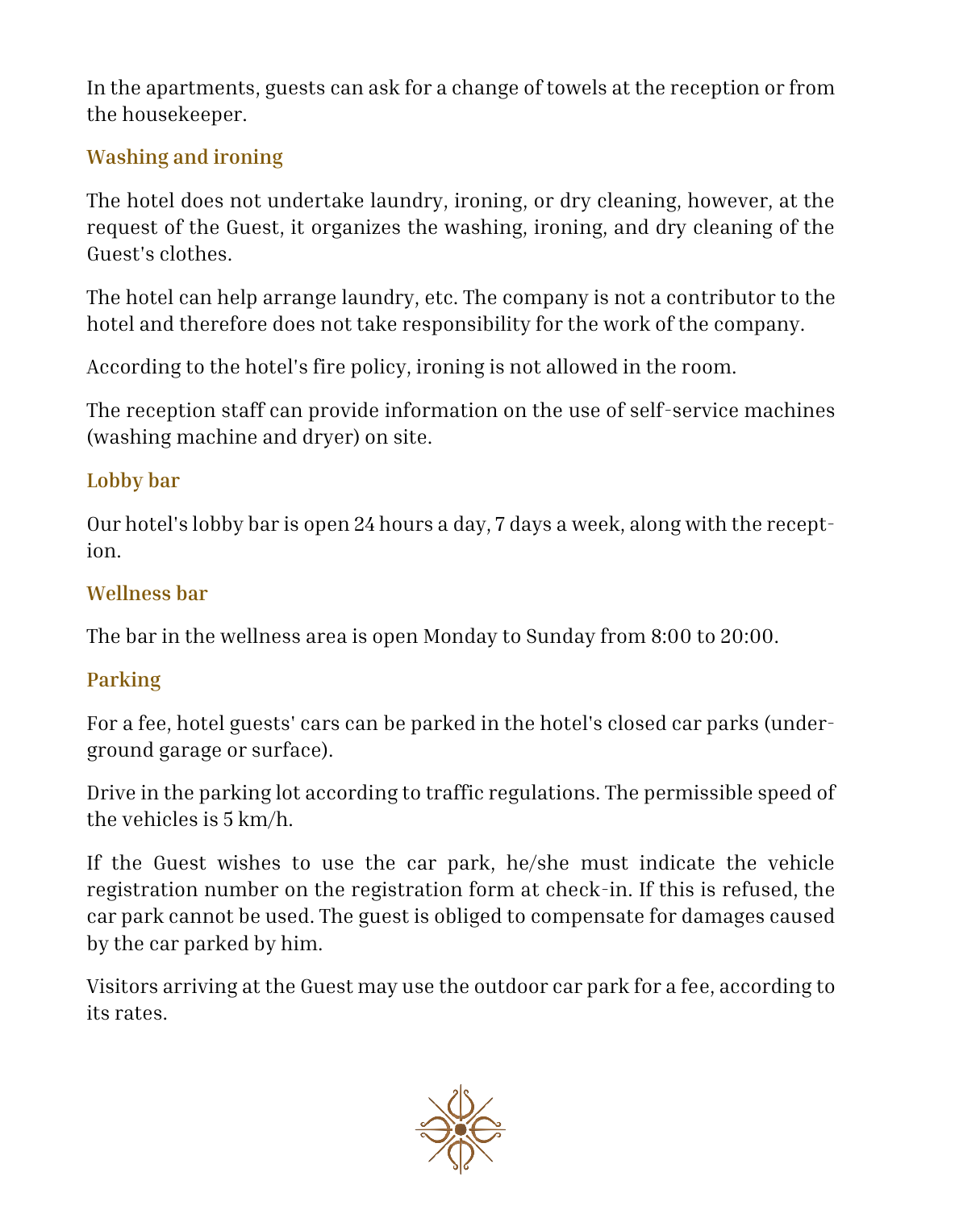In the apartments, guests can ask for a change of towels at the reception or from the housekeeper.

### Washing and ironing

The hotel does not undertake laundry, ironing, or dry cleaning, however, at the request of the Guest, it organizes the washing, ironing, and dry cleaning of the Guest's clothes.

The hotel can help arrange laundry, etc. The company is not a contributor to the hotel and therefore does not take responsibility for the work of the company.

According to the hotel's fire policy, ironing is not allowed in the room.

The reception staff can provide information on the use of self-service machines (washing machine and dryer) on site.

### Lobby bar

Our hotel's lobby bar is open 24 hours a day, 7 days a week, along with the reception.

### Wellness bar

The bar in the wellness area is open Monday to Sunday from 8:00 to 20:00.

### Parking

For a fee, hotel guests' cars can be parked in the hotel's closed car parks (underground garage or surface).

Drive in the parking lot according to traffic regulations. The permissible speed of the vehicles is 5 km/h.

If the Guest wishes to use the car park, he/she must indicate the vehicle registration number on the registration form at check-in. If this is refused, the car park cannot be used. The guest is obliged to compensate for damages caused by the car parked by him.

Visitors arriving at the Guest may use the outdoor car park for a fee, according to its rates.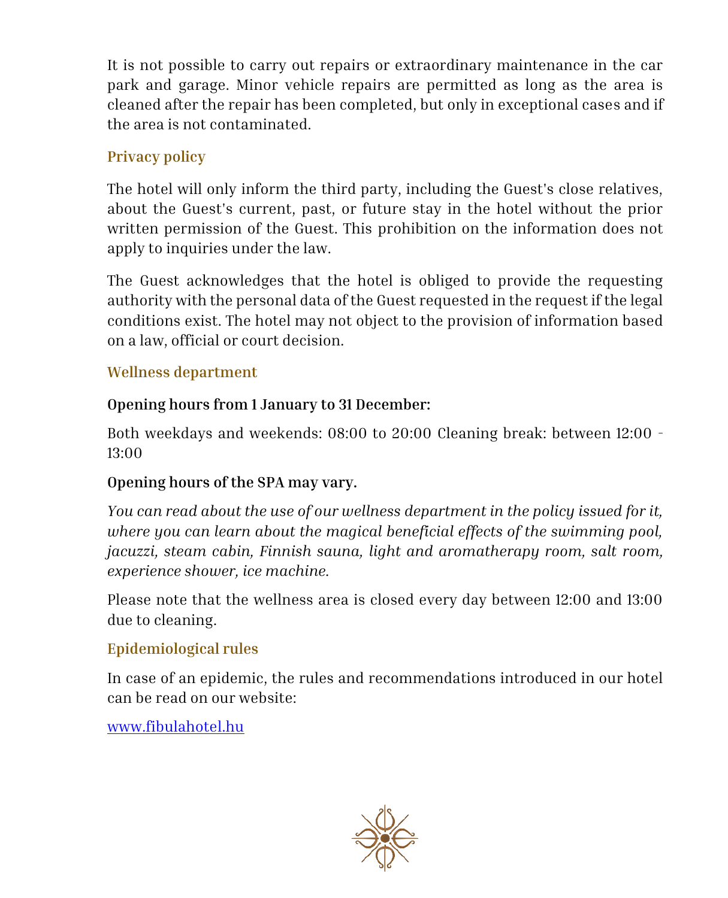It is not possible to carry out repairs or extraordinary maintenance in the car park and garage. Minor vehicle repairs are permitted as long as the area is cleaned after the repair has been completed, but only in exceptional cases and if the area is not contaminated.

## Privacy policy

The hotel will only inform the third party, including the Guest's close relatives, about the Guest's current, past, or future stay in the hotel without the prior written permission of the Guest. This prohibition on the information does not apply to inquiries under the law.

The Guest acknowledges that the hotel is obliged to provide the requesting authority with the personal data of the Guest requested in the request if the legal conditions exist. The hotel may not object to the provision of information based on a law, official or court decision.

## Wellness department

**Opening hours from 1 January to 31 December:**

Both weekdays and weekends: 08:00 to 20:00 Cleaning break: between 12:00 - 13:00

**Opening hours of the SPA may vary.**

*You can read about the use of our wellness department in the policy issued for it, where you can learn about the magical beneficial effects of the swimming pool, jacuzzi, steam cabin, Finnish sauna, light and aromatherapy room, salt room, experience shower, ice machine.*

Please note that the wellness area is closed every day between 12:00 and 13:00 due to cleaning.

## Epidemiological rules

In case of an epidemic, the rules and recommendations introduced in our hotel can be read on our website:

[www.fibulahotel.hu](http://www.fibulahotel.hu)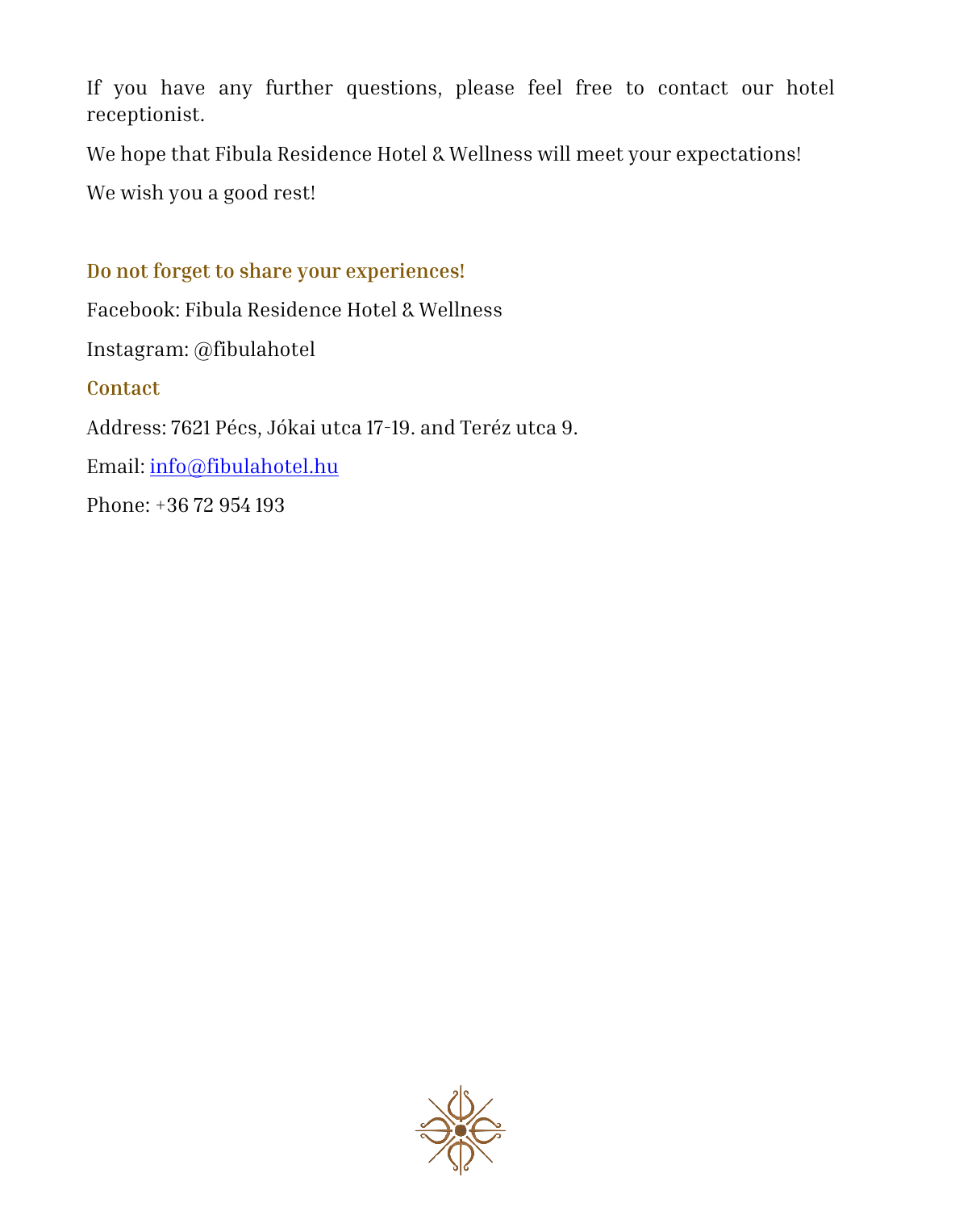If you have any further questions, please feel free to contact our hotel receptionist.

We hope that Fibula Residence Hotel & Wellness will meet your expectations!

We wish you a good rest!

### Do not forget to share your experiences!

Facebook: Fibula Residence Hotel & Wellness

Instagram: @fibulahotel

### Contact

Address: 7621 Pécs, Jókai utca 17-19. and Teréz utca 9.

Email: info@fibulahotel.hu

Phone: +36 72 954 193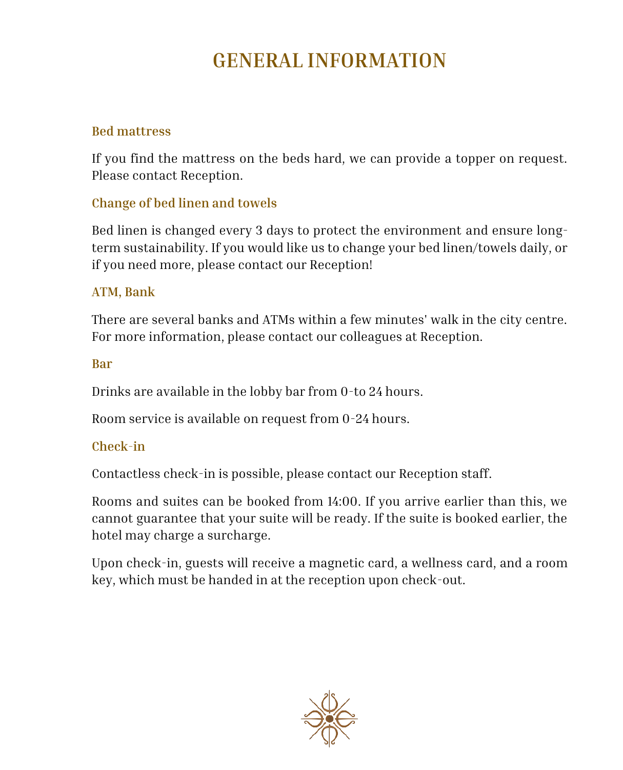# GENERAL INFORMATION

### Bed mattress

If you find the mattress on the beds hard, we can provide a topper on request. Please contact Reception.

### Change of bed linen and towels

Bed linen is changed every 3 days to protect the environment and ensure long-term sustainability. If you would like us to change your bed linen/towels daily, or if you need more, please contact our Reception!

### ATM, Bank

There are several banks and ATMs within a few minutes' walk in the city centre. For more information, please contact our colleagues at Reception.

### Bar

Drinks are available in the lobby bar from 0-to 24 hours.

Room service is available on request from 0-24 hours.

### Check-in

Contactless check-in is possible, please contact our Reception staff.

Rooms and suites can be booked from 14:00. If you arrive earlier than this, we cannot guarantee that your suite will be ready. If the suite is booked earlier, the hotel may charge a surcharge.

Upon check-in, guests will receive a magnetic card, a wellness card, and a room key, which must be handed in at the reception upon check-out.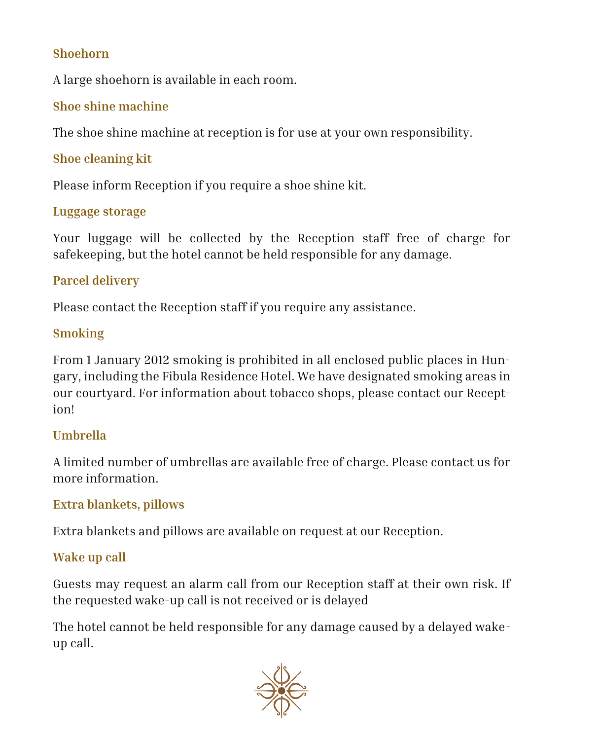### Shoehorn

A large shoehorn is available in each room.

### Shoe shine machine

The shoe shine machine at reception is for use at your own responsibility.

### Shoe cleaning kit

Please inform Reception if you require a shoe shine kit.

### Luggage storage

Your luggage will be collected by the Reception staff free of charge for safekeeping, but the hotel cannot be held responsible for any damage.

### Parcel delivery

Please contact the Reception staff if you require any assistance.

### Smoking

From 1 January 2012 smoking is prohibited in all enclosed public places in Hungary, including the Fibula Residence Hotel. We have designated smoking areas in our courtyard. For information about tobacco shops, please contact our Reception!

### Umbrella

A limited number of umbrellas are available free of charge. Please contact us for more information.

### Extra blankets, pillows

Extra blankets and pillows are available on request at our Reception.

### Wake up call

Guests may request an alarm call from our Reception staff at their own risk. If the requested wake-up call is not received or is delayed

The hotel cannot be held responsible for any damage caused by a delayed wake-up call.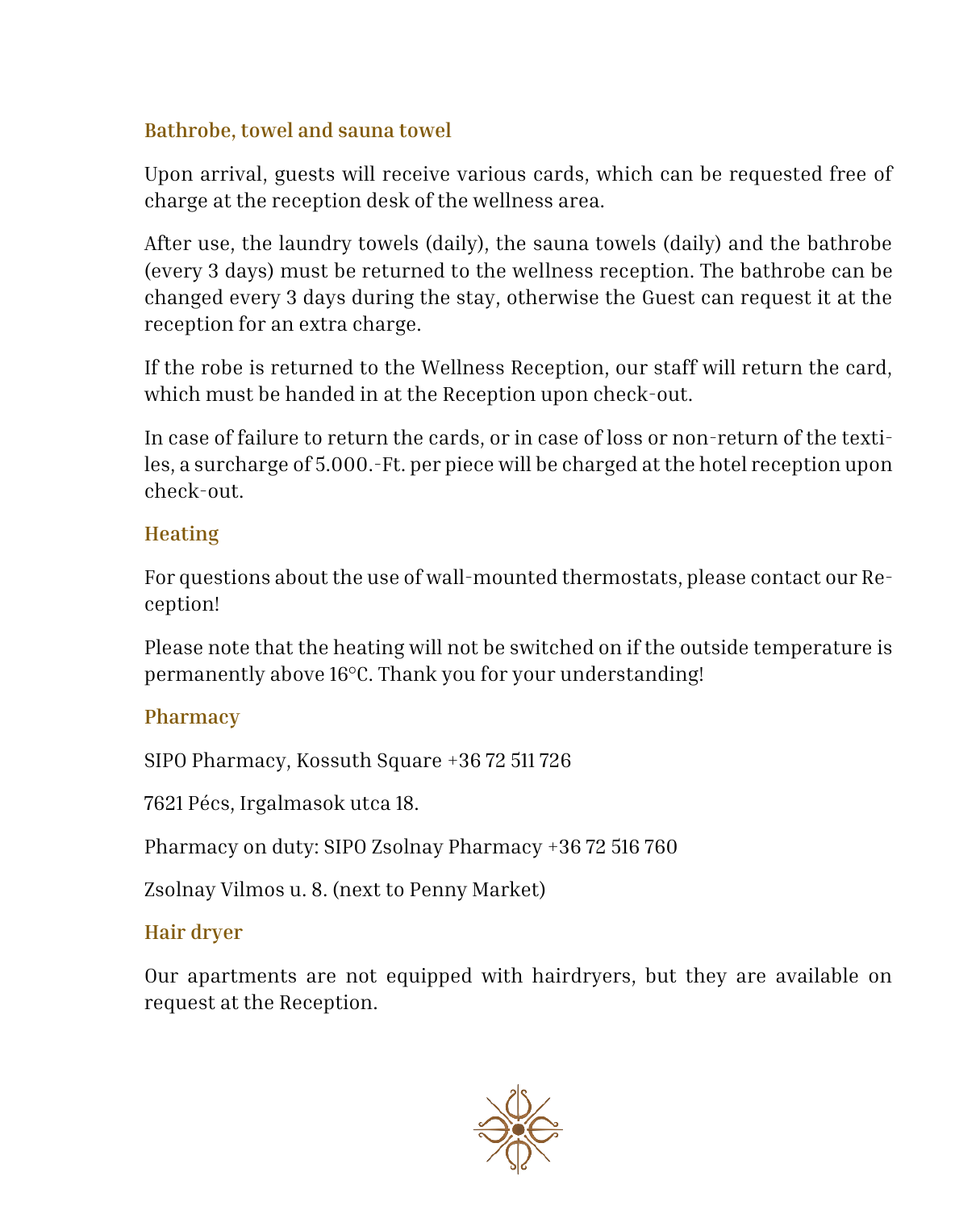### Bathrobe, towel and sauna towel

Upon arrival, guests will receive various cards, which can be requested free of charge at the reception desk of the wellness area.

After use, the laundry towels (daily), the sauna towels (daily) and the bathrobe (every 3 days) must be returned to the wellness reception. The bathrobe can be changed every 3 days during the stay, otherwise the Guest can request it at the reception for an extra charge.

If the robe is returned to the Wellness Reception, our staff will return the card, which must be handed in at the Reception upon check-out.

In case of failure to return the cards, or in case of loss or non-return of the textiles, a surcharge of 5.000.-Ft. per piece will be charged at the hotel reception upon check-out.

### Heating

For questions about the use of wall-mounted thermostats, please contact our Reception!

Please note that the heating will not be switched on if the outside temperature is permanently above 16°C. Thank you for your understanding!

### Pharmacy

SIPO Pharmacy, Kossuth Square +36 72 511 726

7621 Pécs, Irgalmasok utca 18.

Pharmacy on duty: SIPO Zsolnay Pharmacy +36 72 516 760

Zsolnay Vilmos u. 8. (next to Penny Market)

### Hair dryer

Our apartments are not equipped with hairdryers, but they are available on request at the Reception.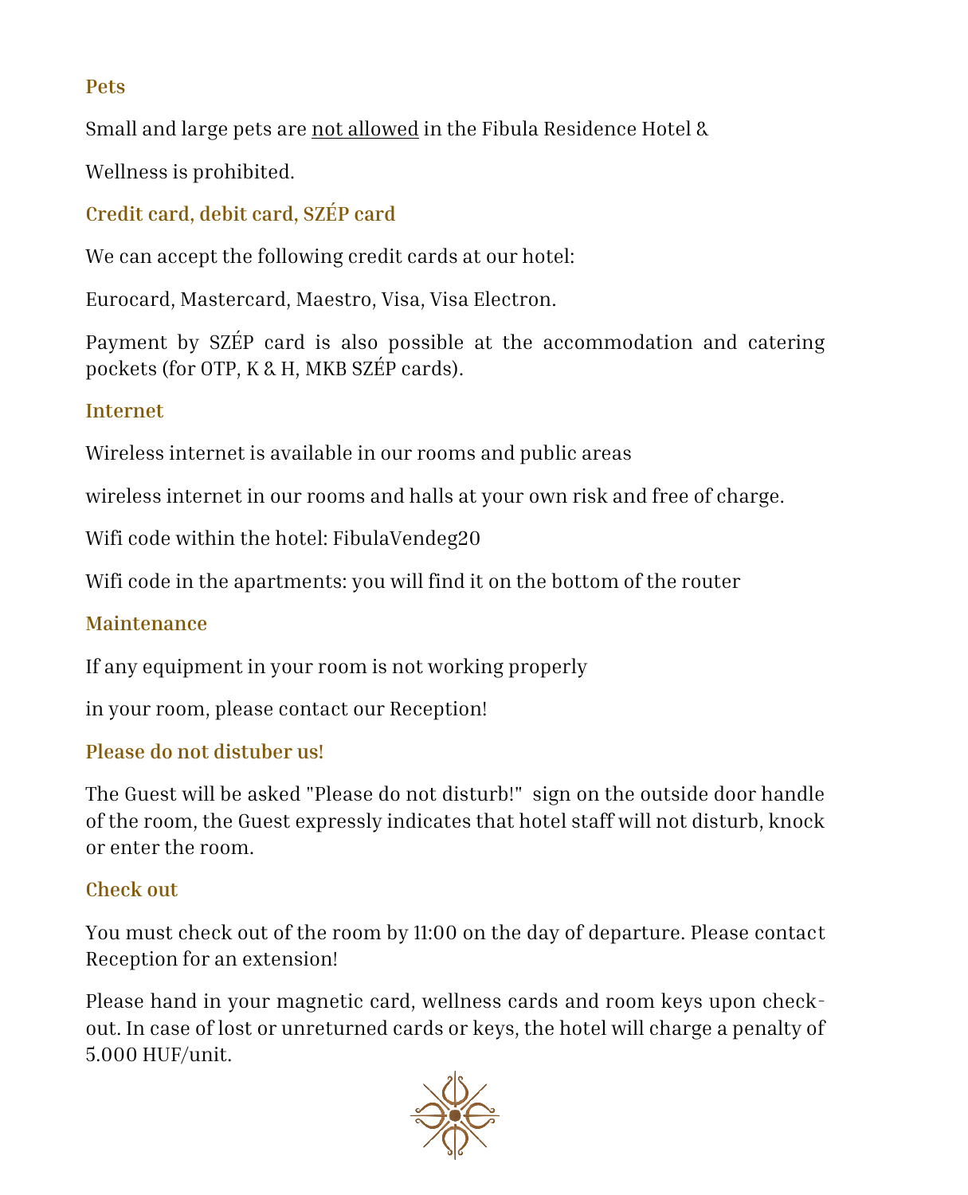### Pets

Small and large pets are <u>not allowed</u> in the Fibula Residence Hotel &

Wellness is prohibited.

### Credit card, debit card, SZÉP card

We can accept the following credit cards at our hotel:

Eurocard, Mastercard, Maestro, Visa, Visa Electron.

Payment by SZÉP card is also possible at the accommodation and catering pockets (for OTP, K & H, MKB SZÉP cards).

### Internet

Wireless internet is available in our rooms and public areas

wireless internet in our rooms and halls at your own risk and free of charge.

Wifi code within the hotel: FibulaVendeg20

Wifi code in the apartments: you will find it on the bottom of the router

### Maintenance

If any equipment in your room is not working properly

in your room, please contact our Reception!

### Please do not distuber us!

The Guest will be asked "Please do not disturb!"  sign on the outside door handle of the room, the Guest expressly indicates that hotel staff will not disturb, knock or enter the room.

### Check out

You must check out of the room by 11:00 on the day of departure. Please contact Reception for an extension!

Please hand in your magnetic card, wellness cards and room keys upon check-out. In case of lost or unreturned cards or keys, the hotel will charge a penalty of 5.000 HUF/unit.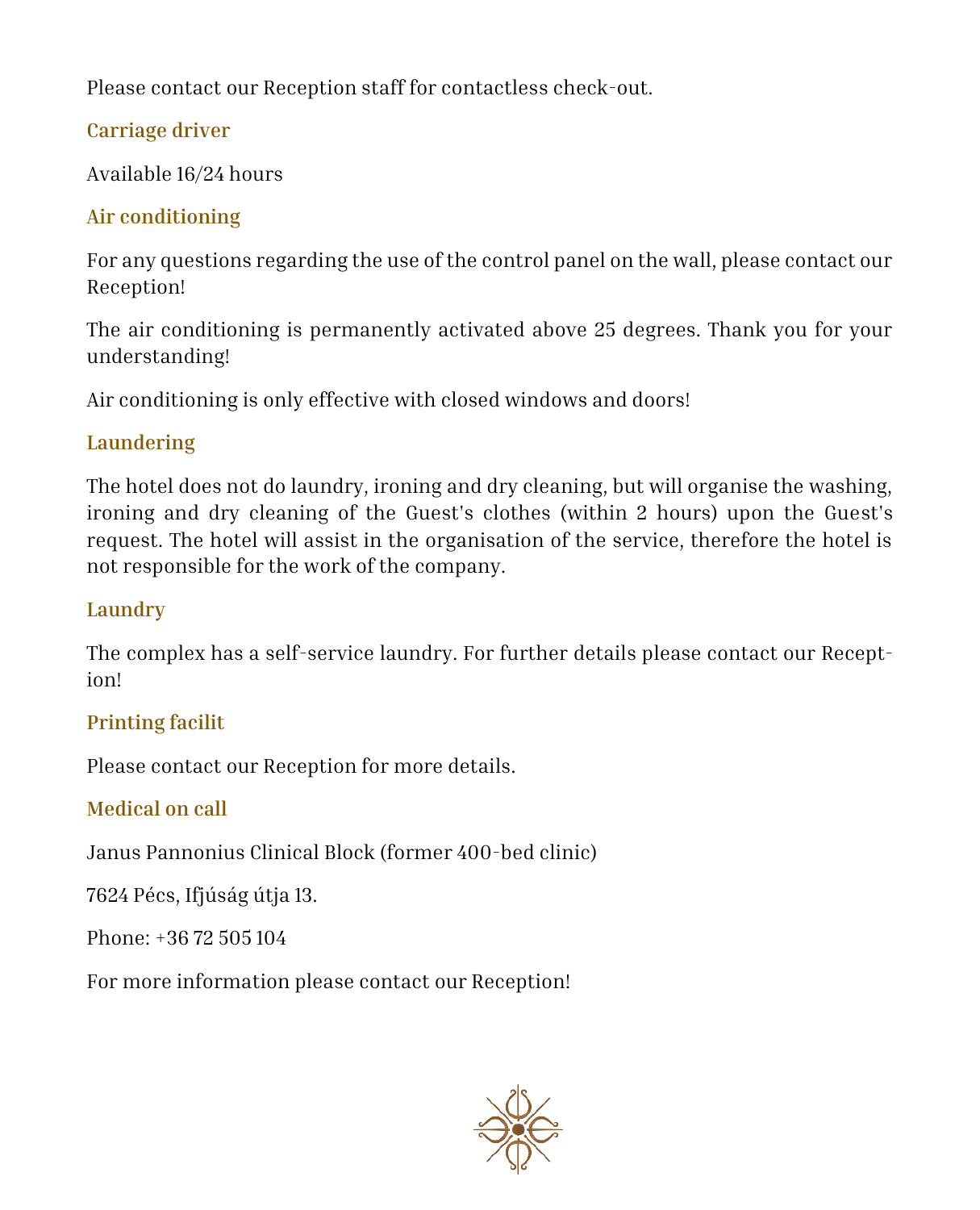Please contact our Reception staff for contactless check-out.

### Carriage driver

Available 16/24 hours

### Air conditioning

For any questions regarding the use of the control panel on the wall, please contact our Reception!

The air conditioning is permanently activated above 25 degrees. Thank you for your understanding!

Air conditioning is only effective with closed windows and doors!

### Laundering

The hotel does not do laundry, ironing and dry cleaning, but will organise the washing, ironing and dry cleaning of the Guest's clothes (within 2 hours) upon the Guest's request. The hotel will assist in the organisation of the service, therefore the hotel is not responsible for the work of the company.

### Laundry

The complex has a self-service laundry. For further details please contact our Reception!

### Printing facilit

Please contact our Reception for more details.

### Medical on call

Janus Pannonius Clinical Block (former 400-bed clinic)

7624 Pécs, Ifjúság útja 13.

Phone: +36 72 505 104

For more information please contact our Reception!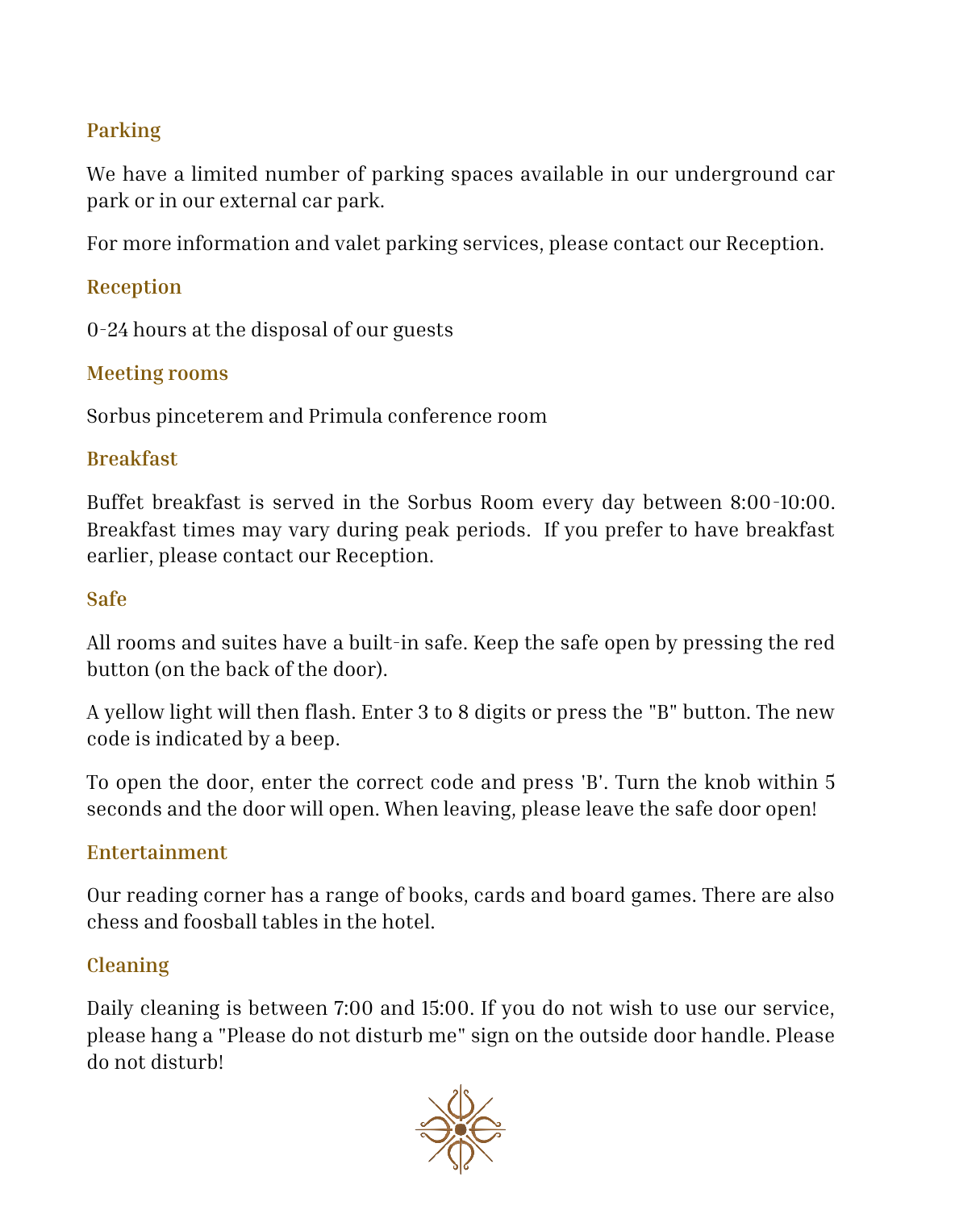## Parking

We have a limited number of parking spaces available in our underground car park or in our external car park.

For more information and valet parking services, please contact our Reception.

## Reception

0-24 hours at the disposal of our guests

## Meeting rooms

Sorbus pinceterem and Primula conference room

## Breakfast

Buffet breakfast is served in the Sorbus Room every day between 8:00-10:00. Breakfast times may vary during peak periods. If you prefer to have breakfast earlier, please contact our Reception.

## Safe

All rooms and suites have a built-in safe. Keep the safe open by pressing the red button (on the back of the door).

A yellow light will then flash. Enter 3 to 8 digits or press the "B" button. The new code is indicated by a beep.

To open the door, enter the correct code and press 'B'. Turn the knob within 5 seconds and the door will open. When leaving, please leave the safe door open!

## Entertainment

Our reading corner has a range of books, cards and board games. There are also chess and foosball tables in the hotel.

## Cleaning

Daily cleaning is between 7:00 and 15:00. If you do not wish to use our service, please hang a "Please do not disturb me" sign on the outside door handle. Please do not disturb!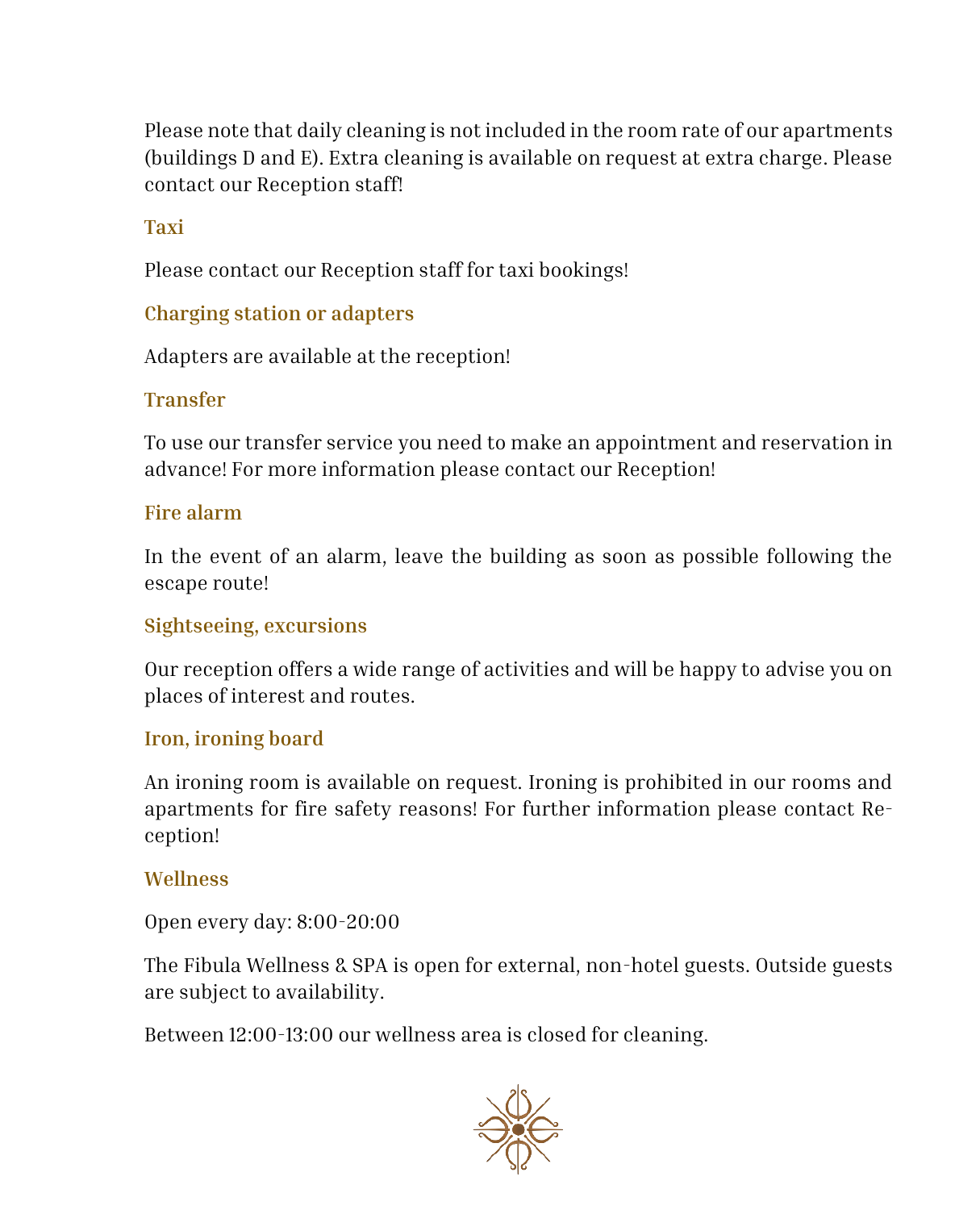Please note that daily cleaning is not included in the room rate of our apartments (buildings D and E). Extra cleaning is available on request at extra charge. Please contact our Reception staff!

### Taxi

Please contact our Reception staff for taxi bookings!

### Charging station or adapters

Adapters are available at the reception!

### Transfer

To use our transfer service you need to make an appointment and reservation in advance! For more information please contact our Reception!

### Fire alarm

In the event of an alarm, leave the building as soon as possible following the escape route!

### Sightseeing, excursions

Our reception offers a wide range of activities and will be happy to advise you on places of interest and routes.

### Iron, ironing board

An ironing room is available on request. Ironing is prohibited in our rooms and apartments for fire safety reasons! For further information please contact Reception!

### Wellness

Open every day: 8:00-20:00

The Fibula Wellness & SPA is open for external, non-hotel guests. Outside guests are subject to availability.

Between 12:00-13:00 our wellness area is closed for cleaning.